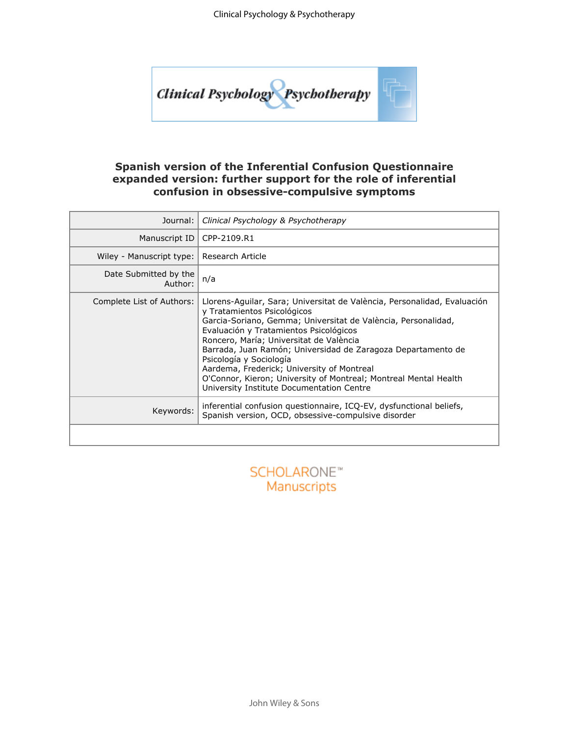# Spanish version of the Inferential Confusion Questionnaire expanded version: further support for the role of inferential confusion in obsessive-compulsive symptoms

| | |
|---|---|
| Journal: | *Clinical Psychology & Psychotherapy* |
| Manuscript ID | CPP-2109.R1 |
| Wiley - Manuscript type: | Research Article |
| Date Submitted by the Author: | n/a |
| Complete List of Authors: | Llorens-Aguilar, Sara; Universitat de València, Personalidad, Evaluación y Tratamientos Psicológicos<br>Garcia-Soriano, Gemma; Universitat de València, Personalidad, Evaluación y Tratamientos Psicológicos<br>Roncero, María; Universitat de València<br>Barrada, Juan Ramón; Universidad de Zaragoza Departamento de Psicología y Sociología<br>Aardema, Frederick; University of Montreal<br>O'Connor, Kieron; University of Montreal; Montreal Mental Health University Institute Documentation Centre |
| Keywords: | inferential confusion questionnaire, ICQ-EV, dysfunctional beliefs, Spanish version, OCD, obsessive-compulsive disorder |
| | |

SCHOLARONE™ Manuscripts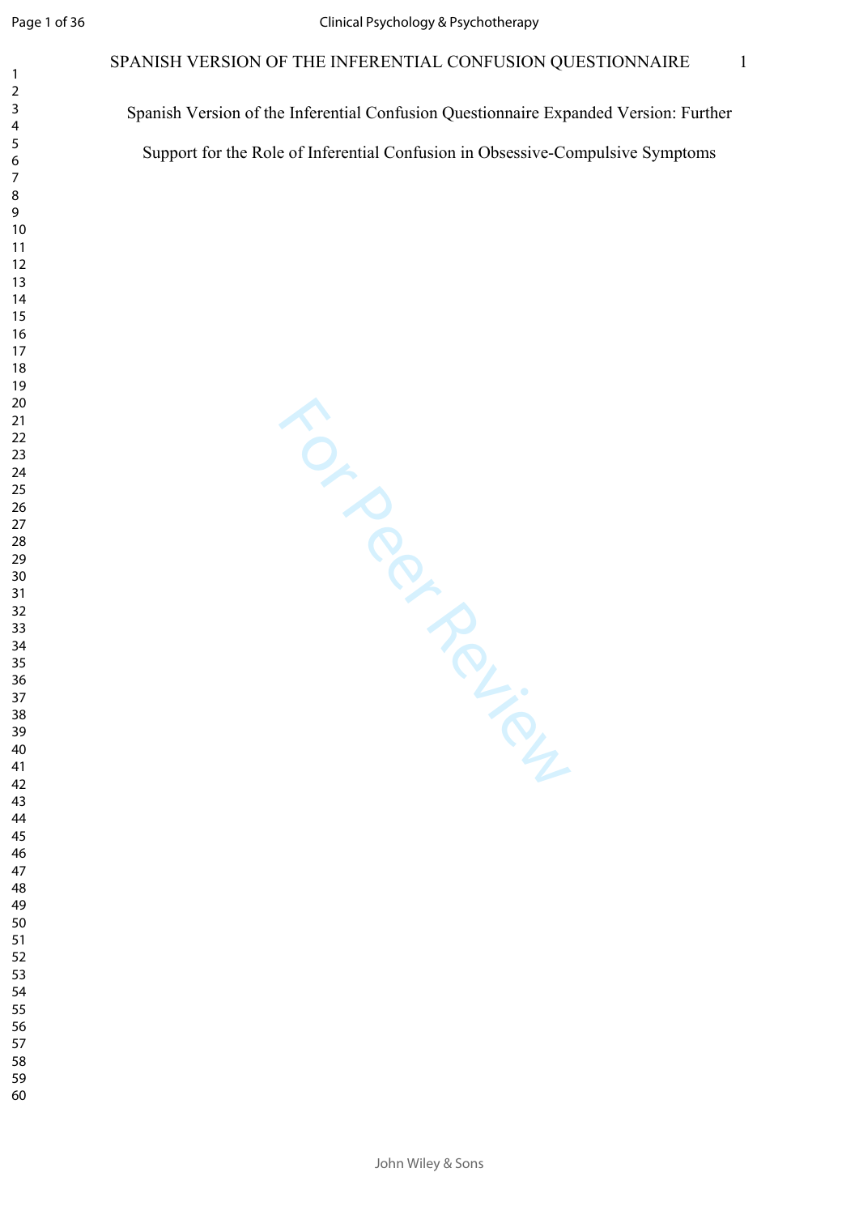# Spanish Version of the Inferential Confusion Questionnaire Expanded Version: Further Support for the Role of Inferential Confusion in Obsessive-Compulsive Symptoms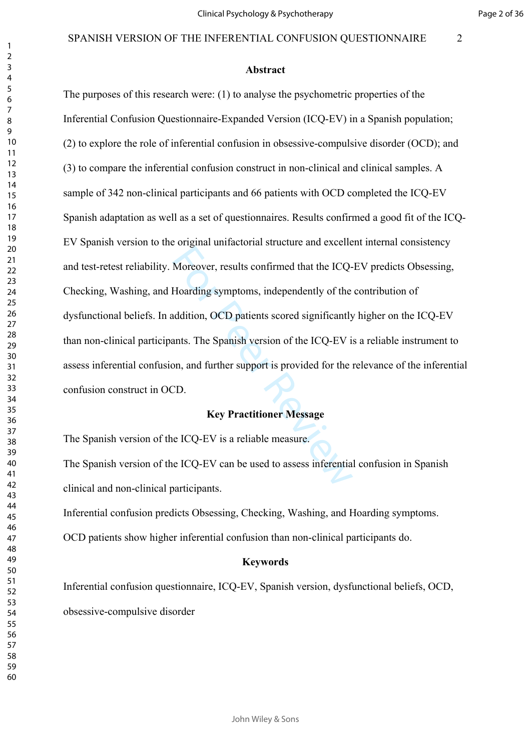## Abstract

The purposes of this research were: (1) to analyse the psychometric properties of the Inferential Confusion Questionnaire-Expanded Version (ICQ-EV) in a Spanish population; (2) to explore the role of inferential confusion in obsessive-compulsive disorder (OCD); and (3) to compare the inferential confusion construct in non-clinical and clinical samples. A sample of 342 non-clinical participants and 66 patients with OCD completed the ICQ-EV Spanish adaptation as well as a set of questionnaires. Results confirmed a good fit of the ICQ-EV Spanish version to the original unifactorial structure and excellent internal consistency and test-retest reliability. Moreover, results confirmed that the ICQ-EV predicts Obsessing, Checking, Washing, and Hoarding symptoms, independently of the contribution of dysfunctional beliefs. In addition, OCD patients scored significantly higher on the ICQ-EV than non-clinical participants. The Spanish version of the ICQ-EV is a reliable instrument to assess inferential confusion, and further support is provided for the relevance of the inferential confusion construct in OCD.

## Key Practitioner Message

The Spanish version of the ICQ-EV is a reliable measure.

The Spanish version of the ICQ-EV can be used to assess inferential confusion in Spanish clinical and non-clinical participants.

Inferential confusion predicts Obsessing, Checking, Washing, and Hoarding symptoms.

OCD patients show higher inferential confusion than non-clinical participants do.

## Keywords

Inferential confusion questionnaire, ICQ-EV, Spanish version, dysfunctional beliefs, OCD, obsessive-compulsive disorder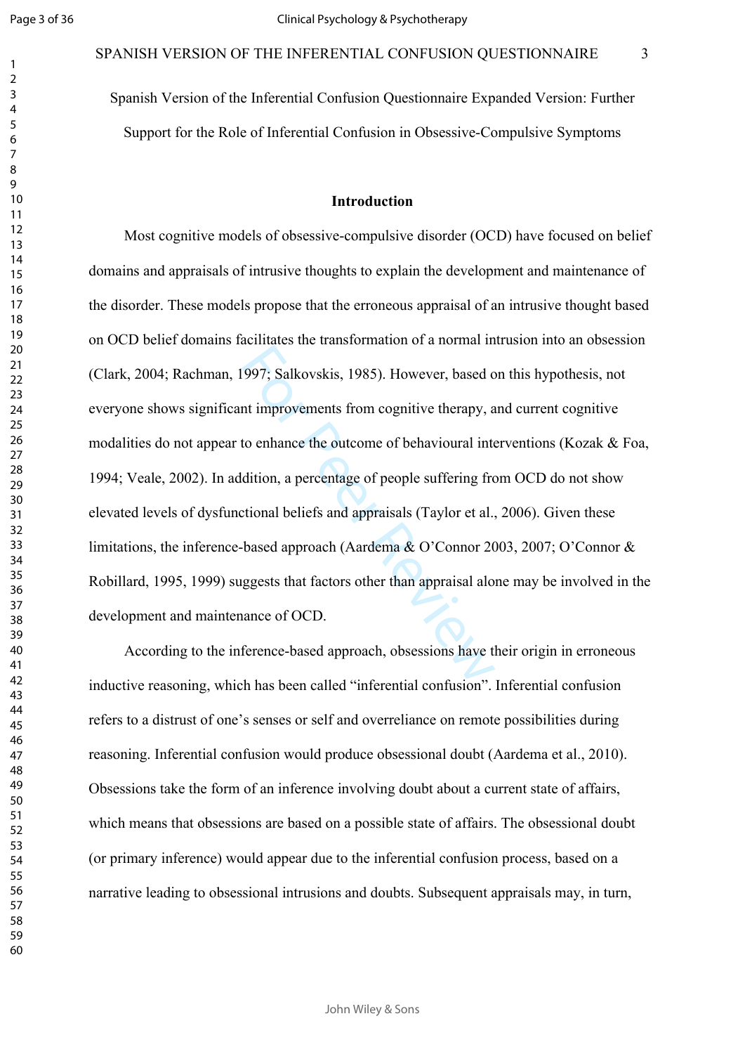Spanish Version of the Inferential Confusion Questionnaire Expanded Version: Further Support for the Role of Inferential Confusion in Obsessive-Compulsive Symptoms

## Introduction

Most cognitive models of obsessive-compulsive disorder (OCD) have focused on belief domains and appraisals of intrusive thoughts to explain the development and maintenance of the disorder. These models propose that the erroneous appraisal of an intrusive thought based on OCD belief domains facilitates the transformation of a normal intrusion into an obsession (Clark, 2004; Rachman, 1997; Salkovskis, 1985). However, based on this hypothesis, not everyone shows significant improvements from cognitive therapy, and current cognitive modalities do not appear to enhance the outcome of behavioural interventions (Kozak & Foa, 1994; Veale, 2002). In addition, a percentage of people suffering from OCD do not show elevated levels of dysfunctional beliefs and appraisals (Taylor et al., 2006). Given these limitations, the inference-based approach (Aardema & O'Connor 2003, 2007; O'Connor & Robillard, 1995, 1999) suggests that factors other than appraisal alone may be involved in the development and maintenance of OCD.

According to the inference-based approach, obsessions have their origin in erroneous inductive reasoning, which has been called "inferential confusion". Inferential confusion refers to a distrust of one's senses or self and overreliance on remote possibilities during reasoning. Inferential confusion would produce obsessional doubt (Aardema et al., 2010). Obsessions take the form of an inference involving doubt about a current state of affairs, which means that obsessions are based on a possible state of affairs. The obsessional doubt (or primary inference) would appear due to the inferential confusion process, based on a narrative leading to obsessional intrusions and doubts. Subsequent appraisals may, in turn,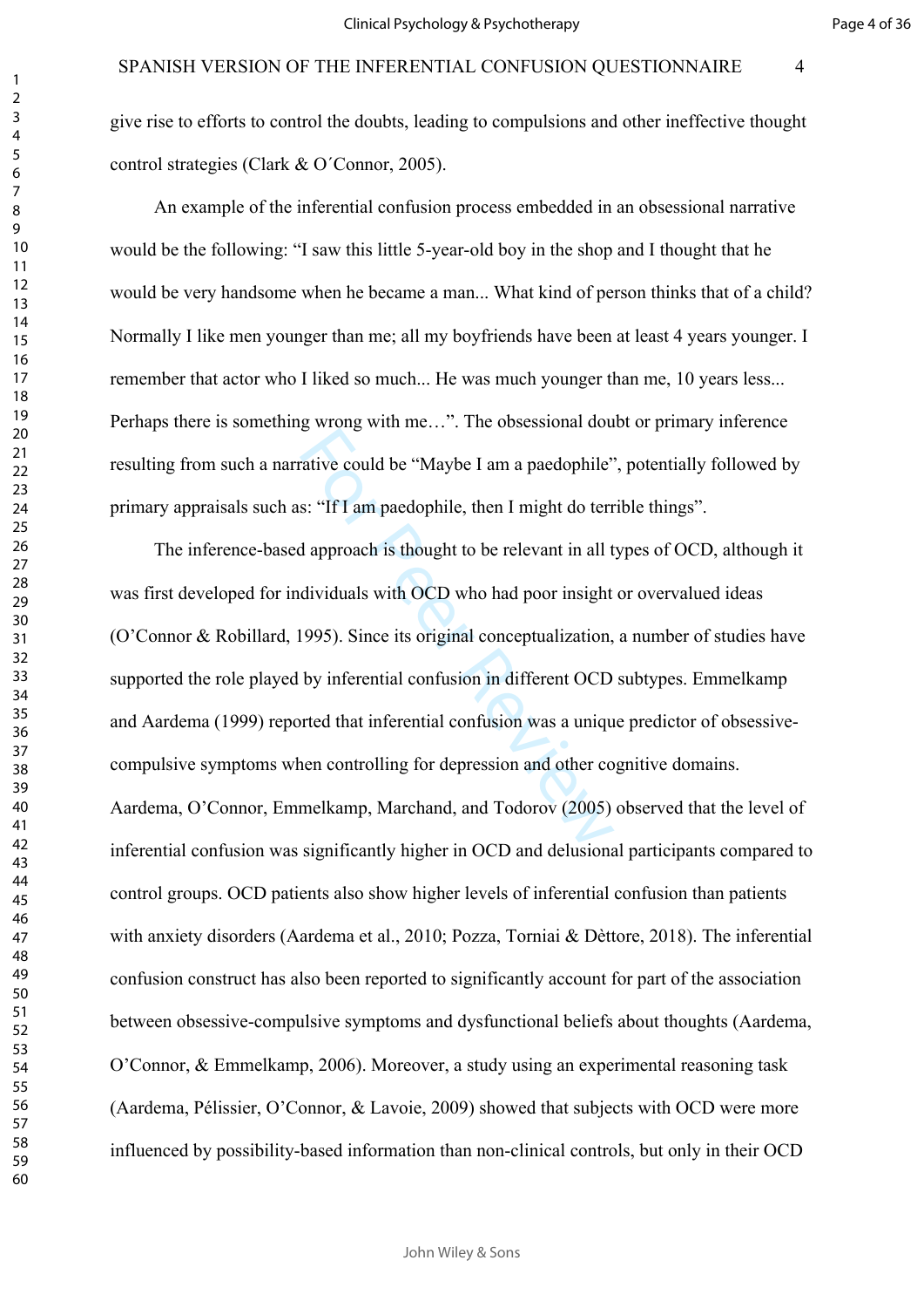give rise to efforts to control the doubts, leading to compulsions and other ineffective thought control strategies (Clark & O´Connor, 2005).

An example of the inferential confusion process embedded in an obsessional narrative would be the following: "I saw this little 5-year-old boy in the shop and I thought that he would be very handsome when he became a man... What kind of person thinks that of a child? Normally I like men younger than me; all my boyfriends have been at least 4 years younger. I remember that actor who I liked so much... He was much younger than me, 10 years less... Perhaps there is something wrong with me…". The obsessional doubt or primary inference resulting from such a narrative could be "Maybe I am a paedophile", potentially followed by primary appraisals such as: "If I am paedophile, then I might do terrible things".

The inference-based approach is thought to be relevant in all types of OCD, although it was first developed for individuals with OCD who had poor insight or overvalued ideas (O'Connor & Robillard, 1995). Since its original conceptualization, a number of studies have supported the role played by inferential confusion in different OCD subtypes. Emmelkamp and Aardema (1999) reported that inferential confusion was a unique predictor of obsessive-compulsive symptoms when controlling for depression and other cognitive domains. Aardema, O'Connor, Emmelkamp, Marchand, and Todorov (2005) observed that the level of inferential confusion was significantly higher in OCD and delusional participants compared to control groups. OCD patients also show higher levels of inferential confusion than patients with anxiety disorders (Aardema et al., 2010; Pozza, Torniai & Dèttore, 2018). The inferential confusion construct has also been reported to significantly account for part of the association between obsessive-compulsive symptoms and dysfunctional beliefs about thoughts (Aardema, O'Connor, & Emmelkamp, 2006). Moreover, a study using an experimental reasoning task (Aardema, Pélissier, O'Connor, & Lavoie, 2009) showed that subjects with OCD were more influenced by possibility-based information than non-clinical controls, but only in their OCD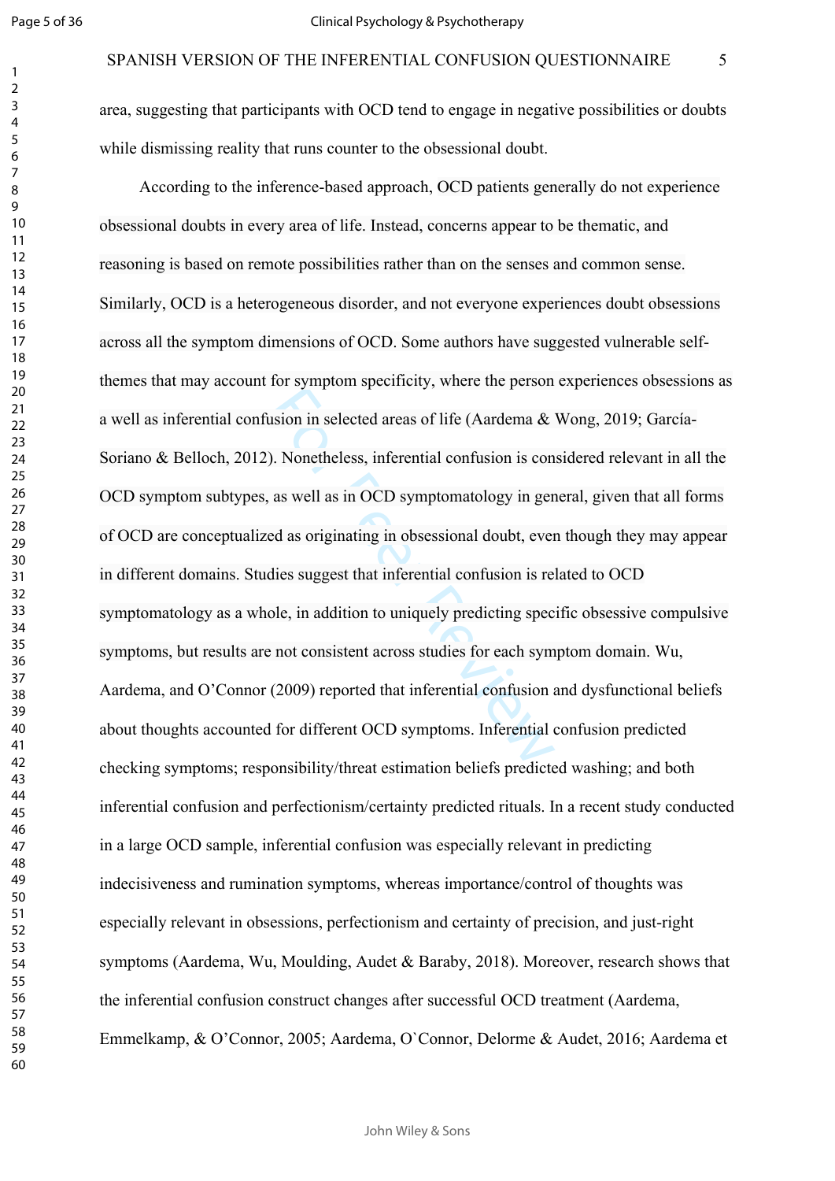area, suggesting that participants with OCD tend to engage in negative possibilities or doubts while dismissing reality that runs counter to the obsessional doubt.

According to the inference-based approach, OCD patients generally do not experience obsessional doubts in every area of life. Instead, concerns appear to be thematic, and reasoning is based on remote possibilities rather than on the senses and common sense. Similarly, OCD is a heterogeneous disorder, and not everyone experiences doubt obsessions across all the symptom dimensions of OCD. Some authors have suggested vulnerable self-themes that may account for symptom specificity, where the person experiences obsessions as a well as inferential confusion in selected areas of life (Aardema & Wong, 2019; García-Soriano & Belloch, 2012). Nonetheless, inferential confusion is considered relevant in all the OCD symptom subtypes, as well as in OCD symptomatology in general, given that all forms of OCD are conceptualized as originating in obsessional doubt, even though they may appear in different domains. Studies suggest that inferential confusion is related to OCD symptomatology as a whole, in addition to uniquely predicting specific obsessive compulsive symptoms, but results are not consistent across studies for each symptom domain. Wu, Aardema, and O'Connor (2009) reported that inferential confusion and dysfunctional beliefs about thoughts accounted for different OCD symptoms. Inferential confusion predicted checking symptoms; responsibility/threat estimation beliefs predicted washing; and both inferential confusion and perfectionism/certainty predicted rituals. In a recent study conducted in a large OCD sample, inferential confusion was especially relevant in predicting indecisiveness and rumination symptoms, whereas importance/control of thoughts was especially relevant in obsessions, perfectionism and certainty of precision, and just-right symptoms (Aardema, Wu, Moulding, Audet & Baraby, 2018). Moreover, research shows that the inferential confusion construct changes after successful OCD treatment (Aardema, Emmelkamp, & O'Connor, 2005; Aardema, O`Connor, Delorme & Audet, 2016; Aardema et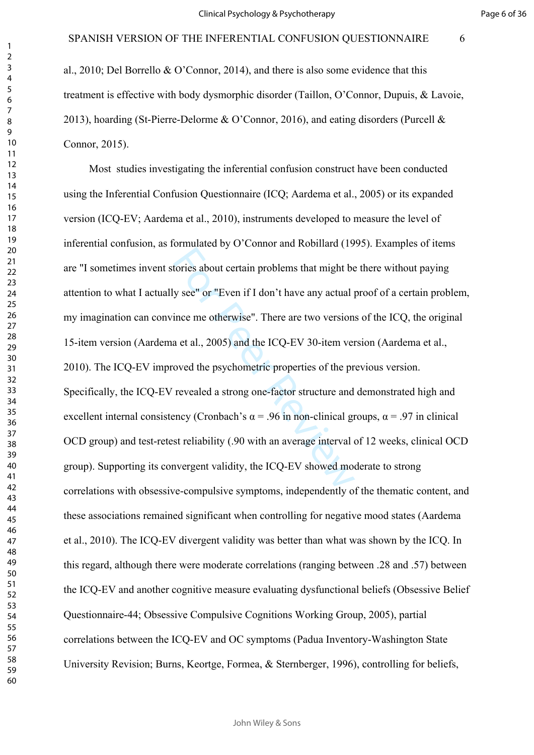al., 2010; Del Borrello & O'Connor, 2014), and there is also some evidence that this treatment is effective with body dysmorphic disorder (Taillon, O'Connor, Dupuis, & Lavoie, 2013), hoarding (St-Pierre-Delorme & O'Connor, 2016), and eating disorders (Purcell & Connor, 2015).

Most studies investigating the inferential confusion construct have been conducted using the Inferential Confusion Questionnaire (ICQ; Aardema et al., 2005) or its expanded version (ICQ-EV; Aardema et al., 2010), instruments developed to measure the level of inferential confusion, as formulated by O'Connor and Robillard (1995). Examples of items are "I sometimes invent stories about certain problems that might be there without paying attention to what I actually see" or "Even if I don't have any actual proof of a certain problem, my imagination can convince me otherwise". There are two versions of the ICQ, the original 15-item version (Aardema et al., 2005) and the ICQ-EV 30-item version (Aardema et al., 2010). The ICQ-EV improved the psychometric properties of the previous version. Specifically, the ICQ-EV revealed a strong one-factor structure and demonstrated high and excellent internal consistency (Cronbach's $\alpha = .96$ in non-clinical groups, $\alpha = .97$ in clinical OCD group) and test-retest reliability (.90 with an average interval of 12 weeks, clinical OCD group). Supporting its convergent validity, the ICQ-EV showed moderate to strong correlations with obsessive-compulsive symptoms, independently of the thematic content, and these associations remained significant when controlling for negative mood states (Aardema et al., 2010). The ICQ-EV divergent validity was better than what was shown by the ICQ. In this regard, although there were moderate correlations (ranging between .28 and .57) between the ICQ-EV and another cognitive measure evaluating dysfunctional beliefs (Obsessive Belief Questionnaire-44; Obsessive Compulsive Cognitions Working Group, 2005), partial correlations between the ICQ-EV and OC symptoms (Padua Inventory-Washington State University Revision; Burns, Keortge, Formea, & Sternberger, 1996), controlling for beliefs,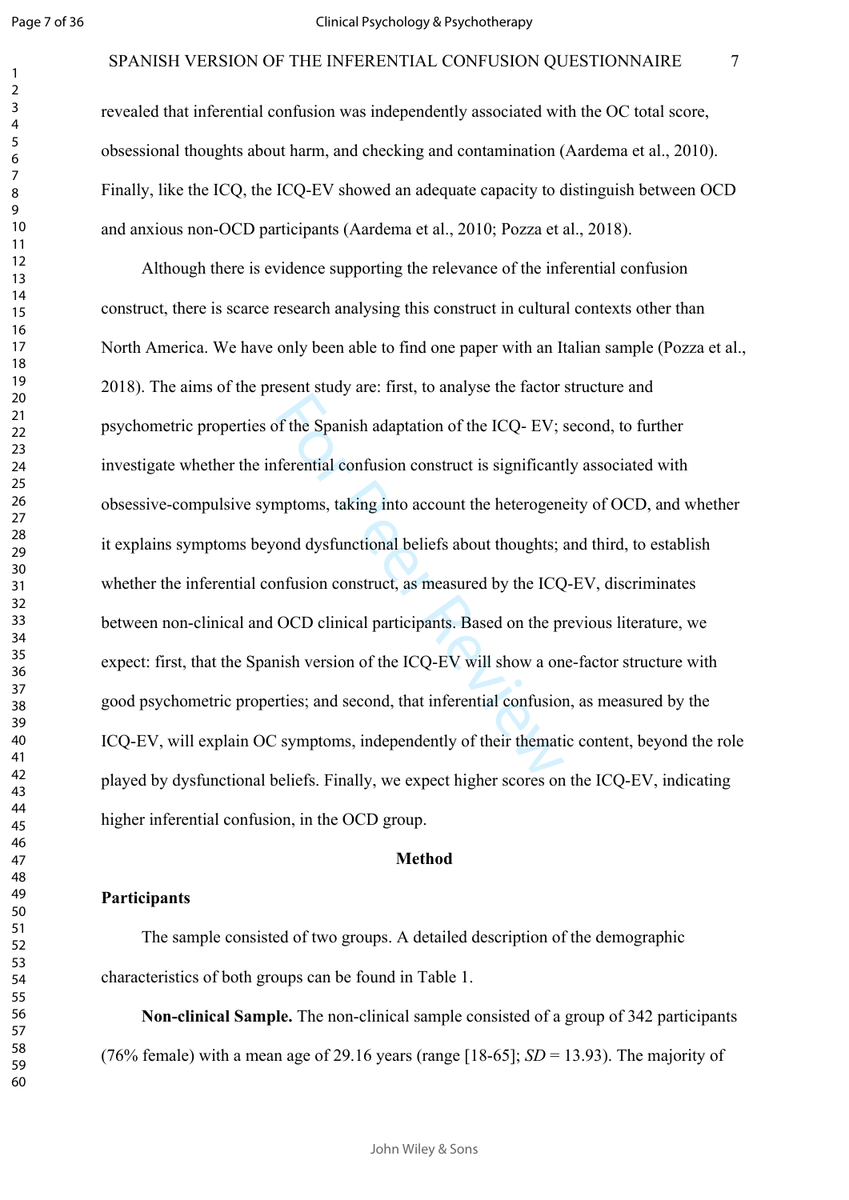revealed that inferential confusion was independently associated with the OC total score, obsessional thoughts about harm, and checking and contamination (Aardema et al., 2010). Finally, like the ICQ, the ICQ-EV showed an adequate capacity to distinguish between OCD and anxious non-OCD participants (Aardema et al., 2010; Pozza et al., 2018).

Although there is evidence supporting the relevance of the inferential confusion construct, there is scarce research analysing this construct in cultural contexts other than North America. We have only been able to find one paper with an Italian sample (Pozza et al., 2018). The aims of the present study are: first, to analyse the factor structure and psychometric properties of the Spanish adaptation of the ICQ- EV; second, to further investigate whether the inferential confusion construct is significantly associated with obsessive-compulsive symptoms, taking into account the heterogeneity of OCD, and whether it explains symptoms beyond dysfunctional beliefs about thoughts; and third, to establish whether the inferential confusion construct, as measured by the ICQ-EV, discriminates between non-clinical and OCD clinical participants. Based on the previous literature, we expect: first, that the Spanish version of the ICQ-EV will show a one-factor structure with good psychometric properties; and second, that inferential confusion, as measured by the ICQ-EV, will explain OC symptoms, independently of their thematic content, beyond the role played by dysfunctional beliefs. Finally, we expect higher scores on the ICQ-EV, indicating higher inferential confusion, in the OCD group.

## Method

### Participants

The sample consisted of two groups. A detailed description of the demographic characteristics of both groups can be found in Table 1.

**Non-clinical Sample.** The non-clinical sample consisted of a group of 342 participants (76% female) with a mean age of 29.16 years (range [18-65]; *SD* = 13.93). The majority of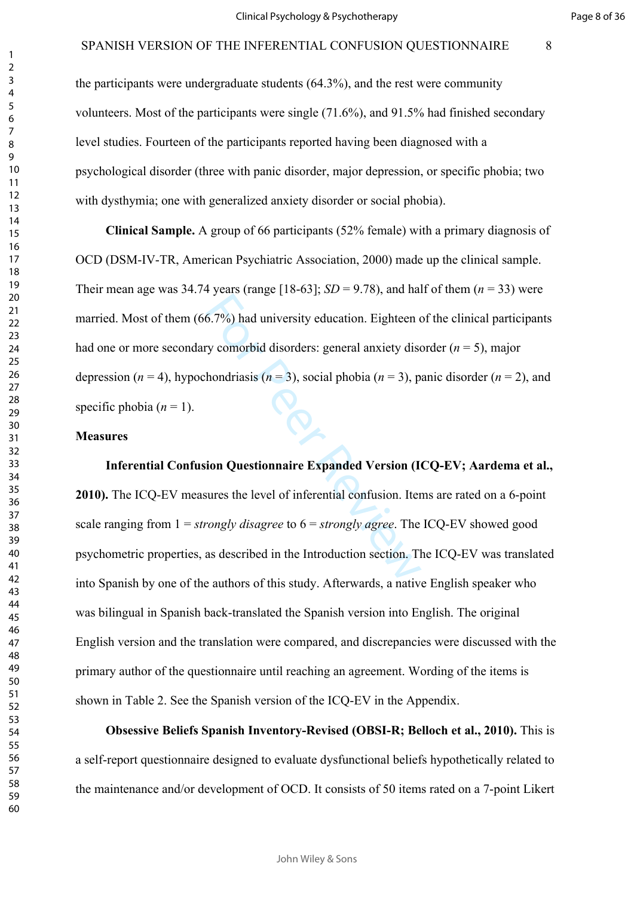the participants were undergraduate students (64.3%), and the rest were community volunteers. Most of the participants were single (71.6%), and 91.5% had finished secondary level studies. Fourteen of the participants reported having been diagnosed with a psychological disorder (three with panic disorder, major depression, or specific phobia; two with dysthymia; one with generalized anxiety disorder or social phobia).

**Clinical Sample.** A group of 66 participants (52% female) with a primary diagnosis of OCD (DSM-IV-TR, American Psychiatric Association, 2000) made up the clinical sample. Their mean age was 34.74 years (range [18-63]; *SD* = 9.78), and half of them (*n* = 33) were married. Most of them (66.7%) had university education. Eighteen of the clinical participants had one or more secondary comorbid disorders: general anxiety disorder (*n* = 5), major depression (*n* = 4), hypochondriasis (*n* = 3), social phobia (*n* = 3), panic disorder (*n* = 2), and specific phobia (*n* = 1).

## Measures

**Inferential Confusion Questionnaire Expanded Version (ICQ-EV; Aardema et al., 2010).** The ICQ-EV measures the level of inferential confusion. Items are rated on a 6-point scale ranging from 1 = *strongly disagree* to 6 = *strongly agree*. The ICQ-EV showed good psychometric properties, as described in the Introduction section. The ICQ-EV was translated into Spanish by one of the authors of this study. Afterwards, a native English speaker who was bilingual in Spanish back-translated the Spanish version into English. The original English version and the translation were compared, and discrepancies were discussed with the primary author of the questionnaire until reaching an agreement. Wording of the items is shown in Table 2. See the Spanish version of the ICQ-EV in the Appendix.

**Obsessive Beliefs Spanish Inventory-Revised (OBSI-R; Belloch et al., 2010).** This is a self-report questionnaire designed to evaluate dysfunctional beliefs hypothetically related to the maintenance and/or development of OCD. It consists of 50 items rated on a 7-point Likert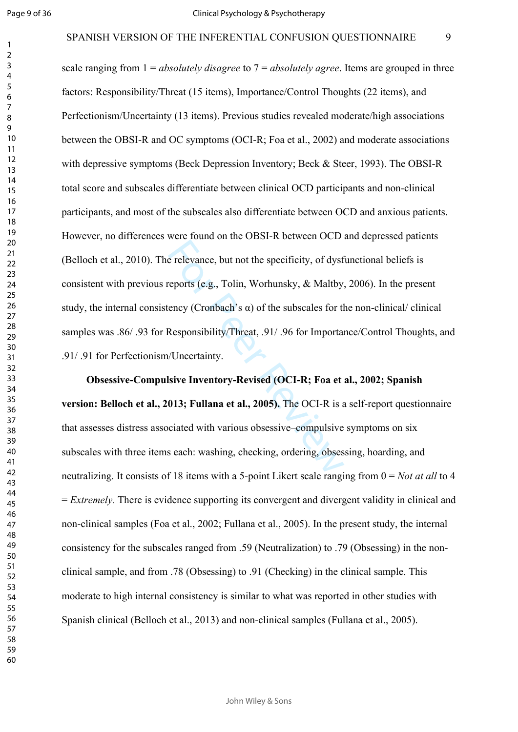scale ranging from 1 = *absolutely disagree* to 7 = *absolutely agree*. Items are grouped in three factors: Responsibility/Threat (15 items), Importance/Control Thoughts (22 items), and Perfectionism/Uncertainty (13 items). Previous studies revealed moderate/high associations between the OBSI-R and OC symptoms (OCI-R; Foa et al., 2002) and moderate associations with depressive symptoms (Beck Depression Inventory; Beck & Steer, 1993). The OBSI-R total score and subscales differentiate between clinical OCD participants and non-clinical participants, and most of the subscales also differentiate between OCD and anxious patients. However, no differences were found on the OBSI-R between OCD and depressed patients (Belloch et al., 2010). The relevance, but not the specificity, of dysfunctional beliefs is consistent with previous reports (e.g., Tolin, Worhunsky, & Maltby, 2006). In the present study, the internal consistency (Cronbach's α) of the subscales for the non-clinical/ clinical samples was .86/ .93 for Responsibility/Threat, .91/ .96 for Importance/Control Thoughts, and .91/ .91 for Perfectionism/Uncertainty.

**Obsessive-Compulsive Inventory-Revised (OCI-R; Foa et al., 2002; Spanish version: Belloch et al., 2013; Fullana et al., 2005).** The OCI-R is a self-report questionnaire that assesses distress associated with various obsessive–compulsive symptoms on six subscales with three items each: washing, checking, ordering, obsessing, hoarding, and neutralizing. It consists of 18 items with a 5-point Likert scale ranging from 0 = *Not at all* to 4 = *Extremely.* There is evidence supporting its convergent and divergent validity in clinical and non-clinical samples (Foa et al., 2002; Fullana et al., 2005). In the present study, the internal consistency for the subscales ranged from .59 (Neutralization) to .79 (Obsessing) in the non-clinical sample, and from .78 (Obsessing) to .91 (Checking) in the clinical sample. This moderate to high internal consistency is similar to what was reported in other studies with Spanish clinical (Belloch et al., 2013) and non-clinical samples (Fullana et al., 2005).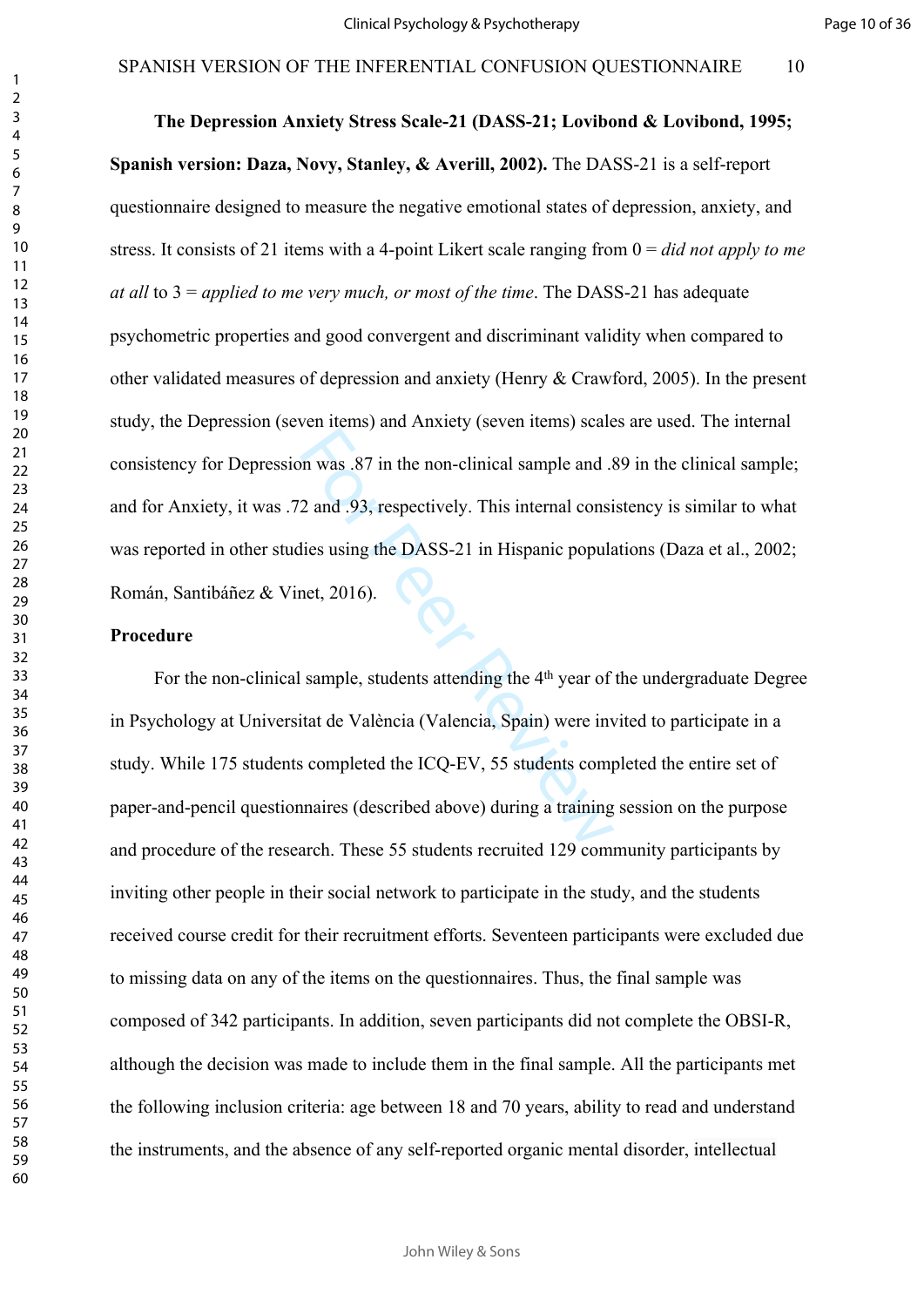**The Depression Anxiety Stress Scale-21 (DASS-21; Lovibond & Lovibond, 1995; Spanish version: Daza, Novy, Stanley, & Averill, 2002).** The DASS-21 is a self-report questionnaire designed to measure the negative emotional states of depression, anxiety, and stress. It consists of 21 items with a 4-point Likert scale ranging from 0 = *did not apply to me at all* to 3 = *applied to me very much, or most of the time*. The DASS-21 has adequate psychometric properties and good convergent and discriminant validity when compared to other validated measures of depression and anxiety (Henry & Crawford, 2005). In the present study, the Depression (seven items) and Anxiety (seven items) scales are used. The internal consistency for Depression was .87 in the non-clinical sample and .89 in the clinical sample; and for Anxiety, it was .72 and .93, respectively. This internal consistency is similar to what was reported in other studies using the DASS-21 in Hispanic populations (Daza et al., 2002; Román, Santibáñez & Vinet, 2016).

**Procedure**

For the non-clinical sample, students attending the 4th year of the undergraduate Degree in Psychology at Universitat de València (Valencia, Spain) were invited to participate in a study. While 175 students completed the ICQ-EV, 55 students completed the entire set of paper-and-pencil questionnaires (described above) during a training session on the purpose and procedure of the research. These 55 students recruited 129 community participants by inviting other people in their social network to participate in the study, and the students received course credit for their recruitment efforts. Seventeen participants were excluded due to missing data on any of the items on the questionnaires. Thus, the final sample was composed of 342 participants. In addition, seven participants did not complete the OBSI-R, although the decision was made to include them in the final sample. All the participants met the following inclusion criteria: age between 18 and 70 years, ability to read and understand the instruments, and the absence of any self-reported organic mental disorder, intellectual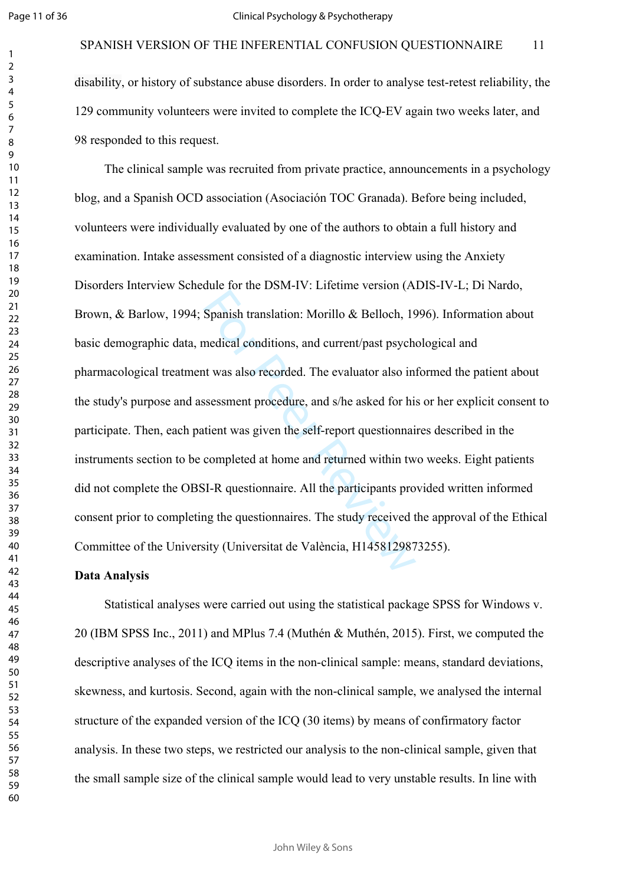disability, or history of substance abuse disorders. In order to analyse test-retest reliability, the 129 community volunteers were invited to complete the ICQ-EV again two weeks later, and 98 responded to this request.

The clinical sample was recruited from private practice, announcements in a psychology blog, and a Spanish OCD association (Asociación TOC Granada). Before being included, volunteers were individually evaluated by one of the authors to obtain a full history and examination. Intake assessment consisted of a diagnostic interview using the Anxiety Disorders Interview Schedule for the DSM-IV: Lifetime version (ADIS-IV-L; Di Nardo, Brown, & Barlow, 1994; Spanish translation: Morillo & Belloch, 1996). Information about basic demographic data, medical conditions, and current/past psychological and pharmacological treatment was also recorded. The evaluator also informed the patient about the study's purpose and assessment procedure, and s/he asked for his or her explicit consent to participate. Then, each patient was given the self-report questionnaires described in the instruments section to be completed at home and returned within two weeks. Eight patients did not complete the OBSI-R questionnaire. All the participants provided written informed consent prior to completing the questionnaires. The study received the approval of the Ethical Committee of the University (Universitat de València, H1458129873255).

## Data Analysis

Statistical analyses were carried out using the statistical package SPSS for Windows v. 20 (IBM SPSS Inc., 2011) and MPlus 7.4 (Muthén & Muthén, 2015). First, we computed the descriptive analyses of the ICQ items in the non-clinical sample: means, standard deviations, skewness, and kurtosis. Second, again with the non-clinical sample, we analysed the internal structure of the expanded version of the ICQ (30 items) by means of confirmatory factor analysis. In these two steps, we restricted our analysis to the non-clinical sample, given that the small sample size of the clinical sample would lead to very unstable results. In line with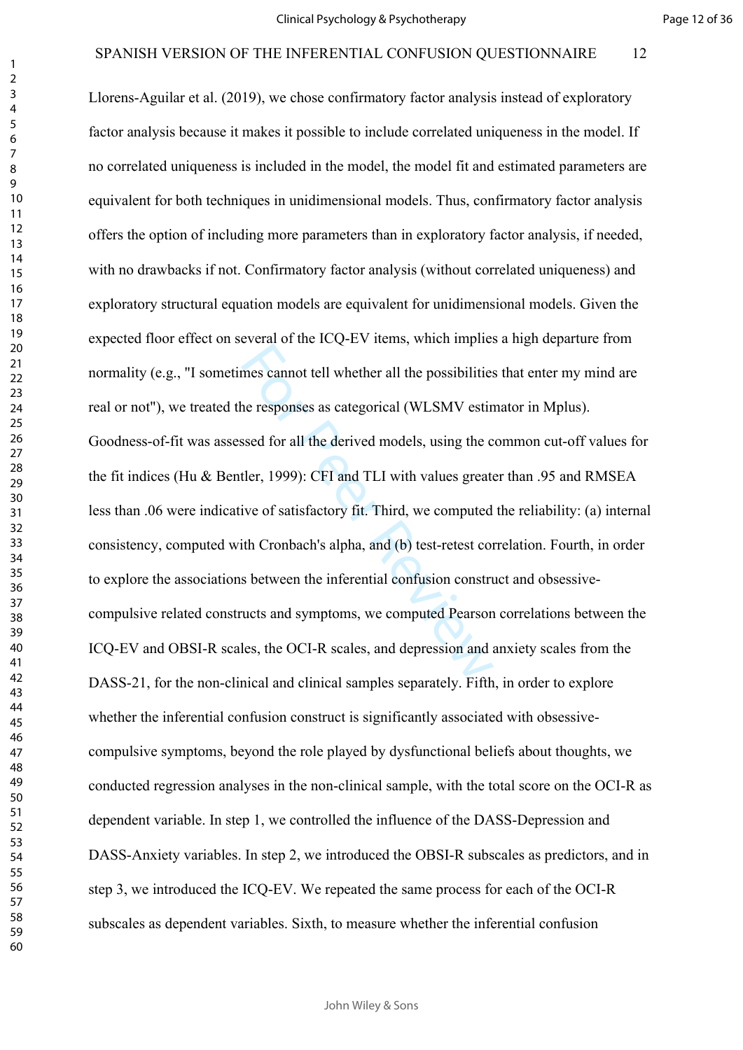Llorens-Aguilar et al. (2019), we chose confirmatory factor analysis instead of exploratory factor analysis because it makes it possible to include correlated uniqueness in the model. If no correlated uniqueness is included in the model, the model fit and estimated parameters are equivalent for both techniques in unidimensional models. Thus, confirmatory factor analysis offers the option of including more parameters than in exploratory factor analysis, if needed, with no drawbacks if not. Confirmatory factor analysis (without correlated uniqueness) and exploratory structural equation models are equivalent for unidimensional models. Given the expected floor effect on several of the ICQ-EV items, which implies a high departure from normality (e.g., "I sometimes cannot tell whether all the possibilities that enter my mind are real or not"), we treated the responses as categorical (WLSMV estimator in Mplus). Goodness-of-fit was assessed for all the derived models, using the common cut-off values for the fit indices (Hu & Bentler, 1999): CFI and TLI with values greater than .95 and RMSEA less than .06 were indicative of satisfactory fit. Third, we computed the reliability: (a) internal consistency, computed with Cronbach's alpha, and (b) test-retest correlation. Fourth, in order to explore the associations between the inferential confusion construct and obsessive-compulsive related constructs and symptoms, we computed Pearson correlations between the ICQ-EV and OBSI-R scales, the OCI-R scales, and depression and anxiety scales from the DASS-21, for the non-clinical and clinical samples separately. Fifth, in order to explore whether the inferential confusion construct is significantly associated with obsessive-compulsive symptoms, beyond the role played by dysfunctional beliefs about thoughts, we conducted regression analyses in the non-clinical sample, with the total score on the OCI-R as dependent variable. In step 1, we controlled the influence of the DASS-Depression and DASS-Anxiety variables. In step 2, we introduced the OBSI-R subscales as predictors, and in step 3, we introduced the ICQ-EV. We repeated the same process for each of the OCI-R subscales as dependent variables. Sixth, to measure whether the inferential confusion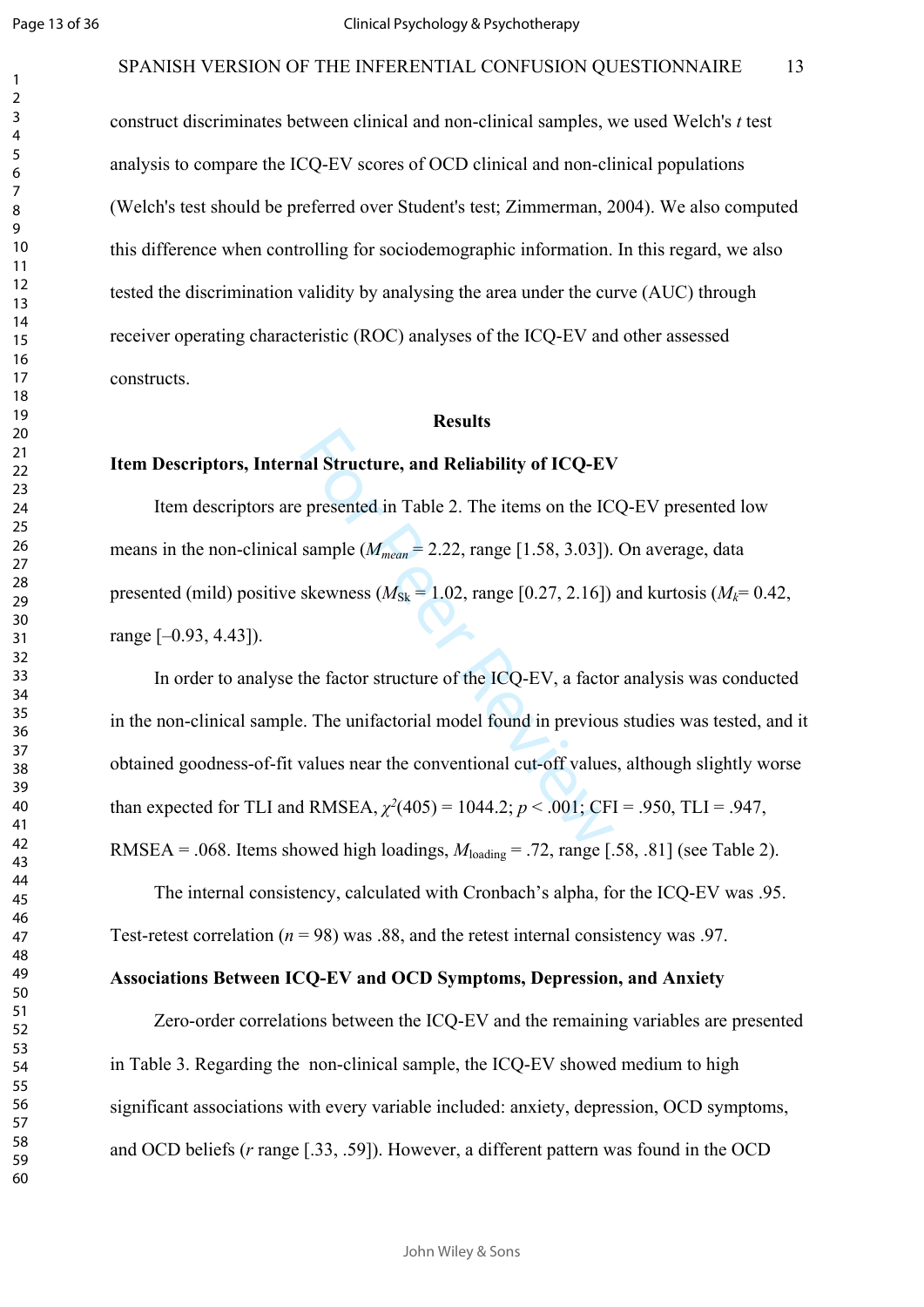construct discriminates between clinical and non-clinical samples, we used Welch's *t* test analysis to compare the ICQ-EV scores of OCD clinical and non-clinical populations (Welch's test should be preferred over Student's test; Zimmerman, 2004). We also computed this difference when controlling for sociodemographic information. In this regard, we also tested the discrimination validity by analysing the area under the curve (AUC) through receiver operating characteristic (ROC) analyses of the ICQ-EV and other assessed constructs.

## Results

### Item Descriptors, Internal Structure, and Reliability of ICQ-EV

Item descriptors are presented in Table 2. The items on the ICQ-EV presented low means in the non-clinical sample ($M_{mean}$ = 2.22, range [1.58, 3.03]). On average, data presented (mild) positive skewness ($M_{Sk}$ = 1.02, range [0.27, 2.16]) and kurtosis ($M_k$= 0.42, range [–0.93, 4.43]).

In order to analyse the factor structure of the ICQ-EV, a factor analysis was conducted in the non-clinical sample. The unifactorial model found in previous studies was tested, and it obtained goodness-of-fit values near the conventional cut-off values, although slightly worse than expected for TLI and RMSEA, $\chi^2(405) = 1044.2$; $p < .001$; CFI = .950, TLI = .947, RMSEA = .068. Items showed high loadings, $M_{loading}$ = .72, range [.58, .81] (see Table 2).

The internal consistency, calculated with Cronbach's alpha, for the ICQ-EV was .95. Test-retest correlation ($n$ = 98) was .88, and the retest internal consistency was .97.

### Associations Between ICQ-EV and OCD Symptoms, Depression, and Anxiety

Zero-order correlations between the ICQ-EV and the remaining variables are presented in Table 3. Regarding the non-clinical sample, the ICQ-EV showed medium to high significant associations with every variable included: anxiety, depression, OCD symptoms, and OCD beliefs ($r$ range [.33, .59]). However, a different pattern was found in the OCD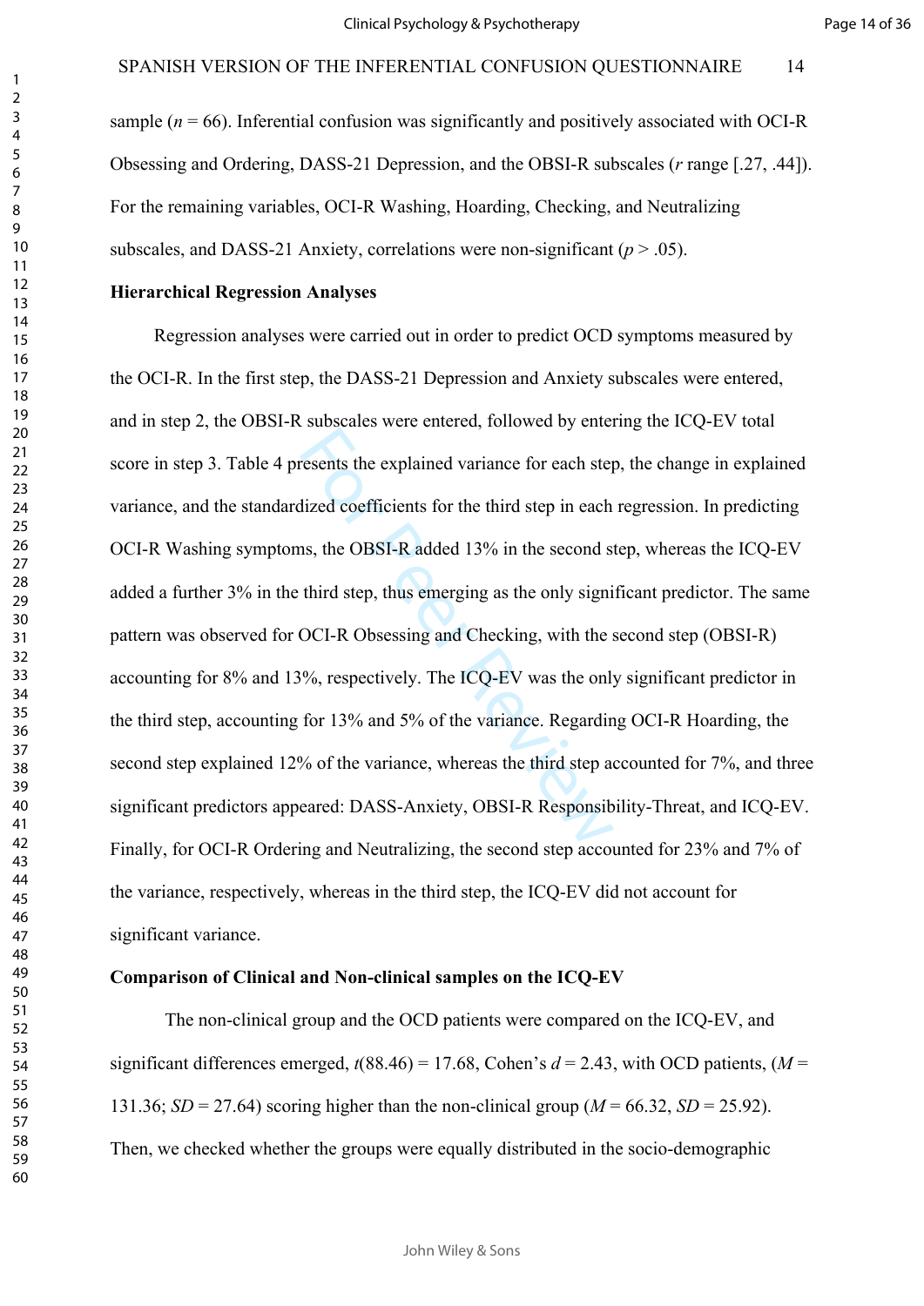sample ($n$ = 66). Inferential confusion was significantly and positively associated with OCI-R Obsessing and Ordering, DASS-21 Depression, and the OBSI-R subscales ($r$ range [.27, .44]). For the remaining variables, OCI-R Washing, Hoarding, Checking, and Neutralizing subscales, and DASS-21 Anxiety, correlations were non-significant ($p$ > .05).

**Hierarchical Regression Analyses**

Regression analyses were carried out in order to predict OCD symptoms measured by the OCI-R. In the first step, the DASS-21 Depression and Anxiety subscales were entered, and in step 2, the OBSI-R subscales were entered, followed by entering the ICQ-EV total score in step 3. Table 4 presents the explained variance for each step, the change in explained variance, and the standardized coefficients for the third step in each regression. In predicting OCI-R Washing symptoms, the OBSI-R added 13% in the second step, whereas the ICQ-EV added a further 3% in the third step, thus emerging as the only significant predictor. The same pattern was observed for OCI-R Obsessing and Checking, with the second step (OBSI-R) accounting for 8% and 13%, respectively. The ICQ-EV was the only significant predictor in the third step, accounting for 13% and 5% of the variance. Regarding OCI-R Hoarding, the second step explained 12% of the variance, whereas the third step accounted for 7%, and three significant predictors appeared: DASS-Anxiety, OBSI-R Responsibility-Threat, and ICQ-EV. Finally, for OCI-R Ordering and Neutralizing, the second step accounted for 23% and 7% of the variance, respectively, whereas in the third step, the ICQ-EV did not account for significant variance.

**Comparison of Clinical and Non-clinical samples on the ICQ-EV**

The non-clinical group and the OCD patients were compared on the ICQ-EV, and significant differences emerged, $t$(88.46) = 17.68, Cohen's $d$ = 2.43, with OCD patients, ($M$ = 131.36; $SD$ = 27.64) scoring higher than the non-clinical group ($M$ = 66.32, $SD$ = 25.92). Then, we checked whether the groups were equally distributed in the socio-demographic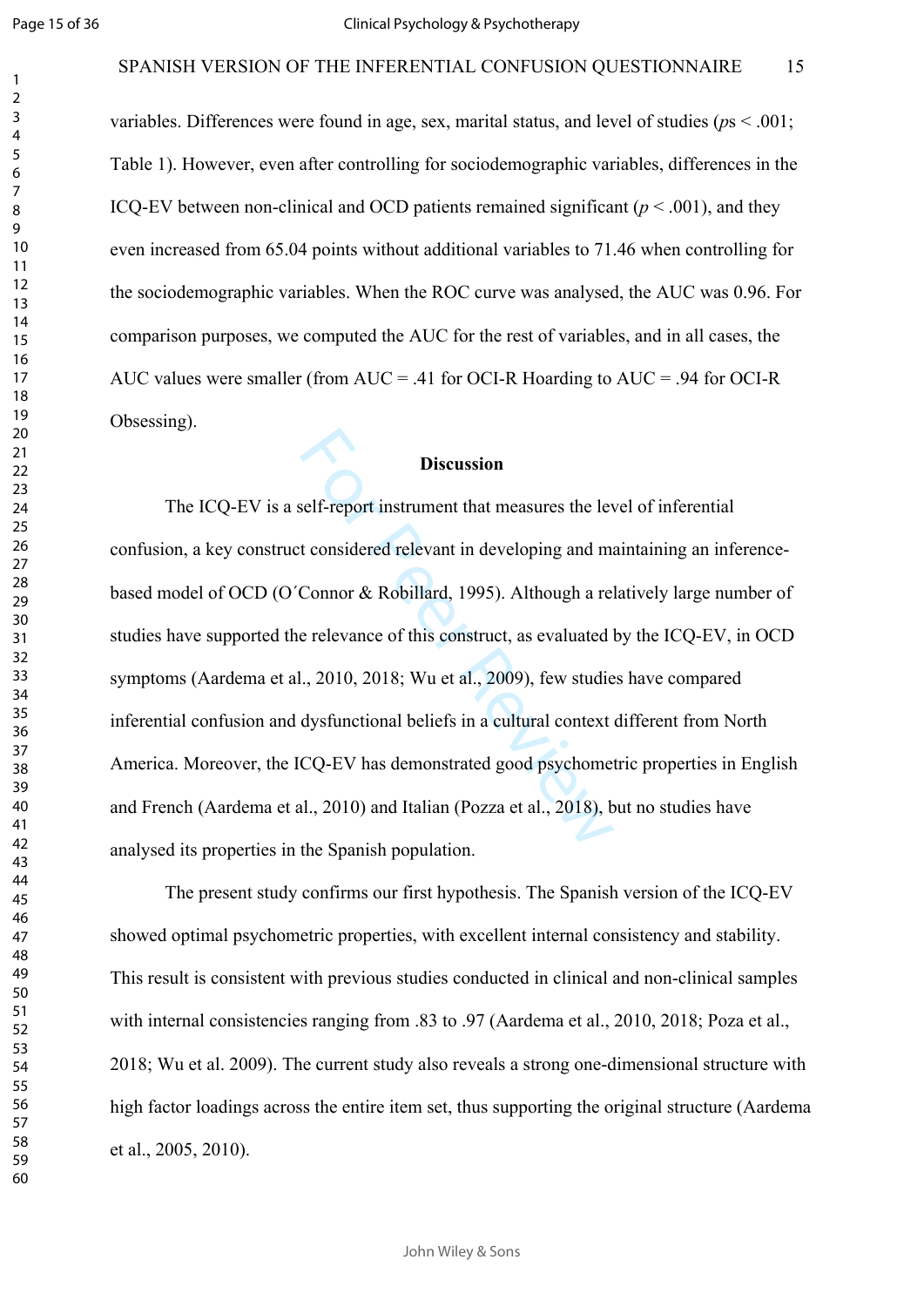variables. Differences were found in age, sex, marital status, and level of studies (*p*s < .001; Table 1). However, even after controlling for sociodemographic variables, differences in the ICQ-EV between non-clinical and OCD patients remained significant ($p < .001$), and they even increased from 65.04 points without additional variables to 71.46 when controlling for the sociodemographic variables. When the ROC curve was analysed, the AUC was 0.96. For comparison purposes, we computed the AUC for the rest of variables, and in all cases, the AUC values were smaller (from AUC = .41 for OCI-R Hoarding to AUC = .94 for OCI-R Obsessing).

## Discussion

The ICQ-EV is a self-report instrument that measures the level of inferential confusion, a key construct considered relevant in developing and maintaining an inference-based model of OCD (O´Connor & Robillard, 1995). Although a relatively large number of studies have supported the relevance of this construct, as evaluated by the ICQ-EV, in OCD symptoms (Aardema et al., 2010, 2018; Wu et al., 2009), few studies have compared inferential confusion and dysfunctional beliefs in a cultural context different from North America. Moreover, the ICQ-EV has demonstrated good psychometric properties in English and French (Aardema et al., 2010) and Italian (Pozza et al., 2018), but no studies have analysed its properties in the Spanish population.

The present study confirms our first hypothesis. The Spanish version of the ICQ-EV showed optimal psychometric properties, with excellent internal consistency and stability. This result is consistent with previous studies conducted in clinical and non-clinical samples with internal consistencies ranging from .83 to .97 (Aardema et al., 2010, 2018; Poza et al., 2018; Wu et al. 2009). The current study also reveals a strong one-dimensional structure with high factor loadings across the entire item set, thus supporting the original structure (Aardema et al., 2005, 2010).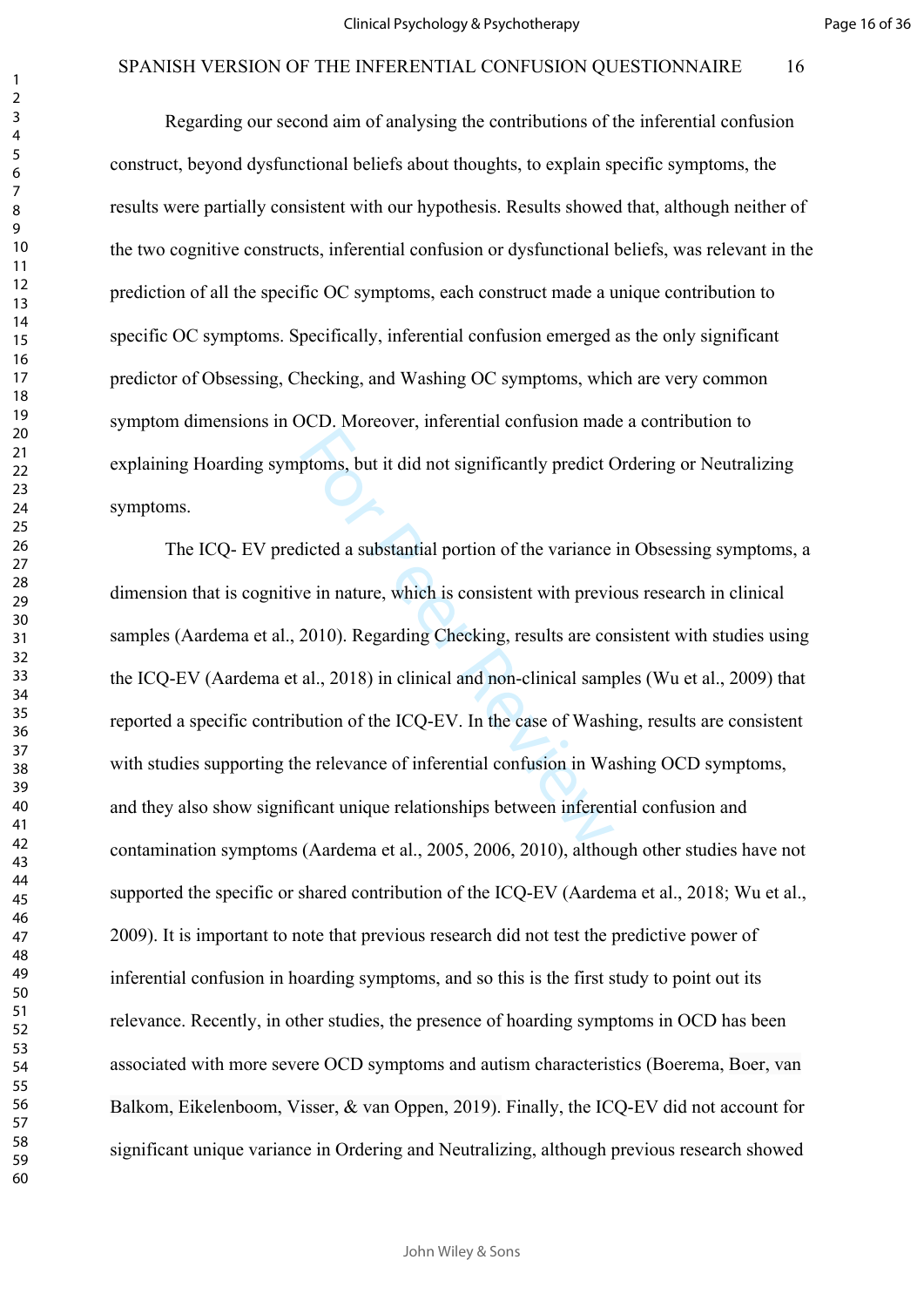Regarding our second aim of analysing the contributions of the inferential confusion construct, beyond dysfunctional beliefs about thoughts, to explain specific symptoms, the results were partially consistent with our hypothesis. Results showed that, although neither of the two cognitive constructs, inferential confusion or dysfunctional beliefs, was relevant in the prediction of all the specific OC symptoms, each construct made a unique contribution to specific OC symptoms. Specifically, inferential confusion emerged as the only significant predictor of Obsessing, Checking, and Washing OC symptoms, which are very common symptom dimensions in OCD. Moreover, inferential confusion made a contribution to explaining Hoarding symptoms, but it did not significantly predict Ordering or Neutralizing symptoms.

The ICQ- EV predicted a substantial portion of the variance in Obsessing symptoms, a dimension that is cognitive in nature, which is consistent with previous research in clinical samples (Aardema et al., 2010). Regarding Checking, results are consistent with studies using the ICQ-EV (Aardema et al., 2018) in clinical and non-clinical samples (Wu et al., 2009) that reported a specific contribution of the ICQ-EV. In the case of Washing, results are consistent with studies supporting the relevance of inferential confusion in Washing OCD symptoms, and they also show significant unique relationships between inferential confusion and contamination symptoms (Aardema et al., 2005, 2006, 2010), although other studies have not supported the specific or shared contribution of the ICQ-EV (Aardema et al., 2018; Wu et al., 2009). It is important to note that previous research did not test the predictive power of inferential confusion in hoarding symptoms, and so this is the first study to point out its relevance. Recently, in other studies, the presence of hoarding symptoms in OCD has been associated with more severe OCD symptoms and autism characteristics (Boerema, Boer, van Balkom, Eikelenboom, Visser, & van Oppen, 2019). Finally, the ICQ-EV did not account for significant unique variance in Ordering and Neutralizing, although previous research showed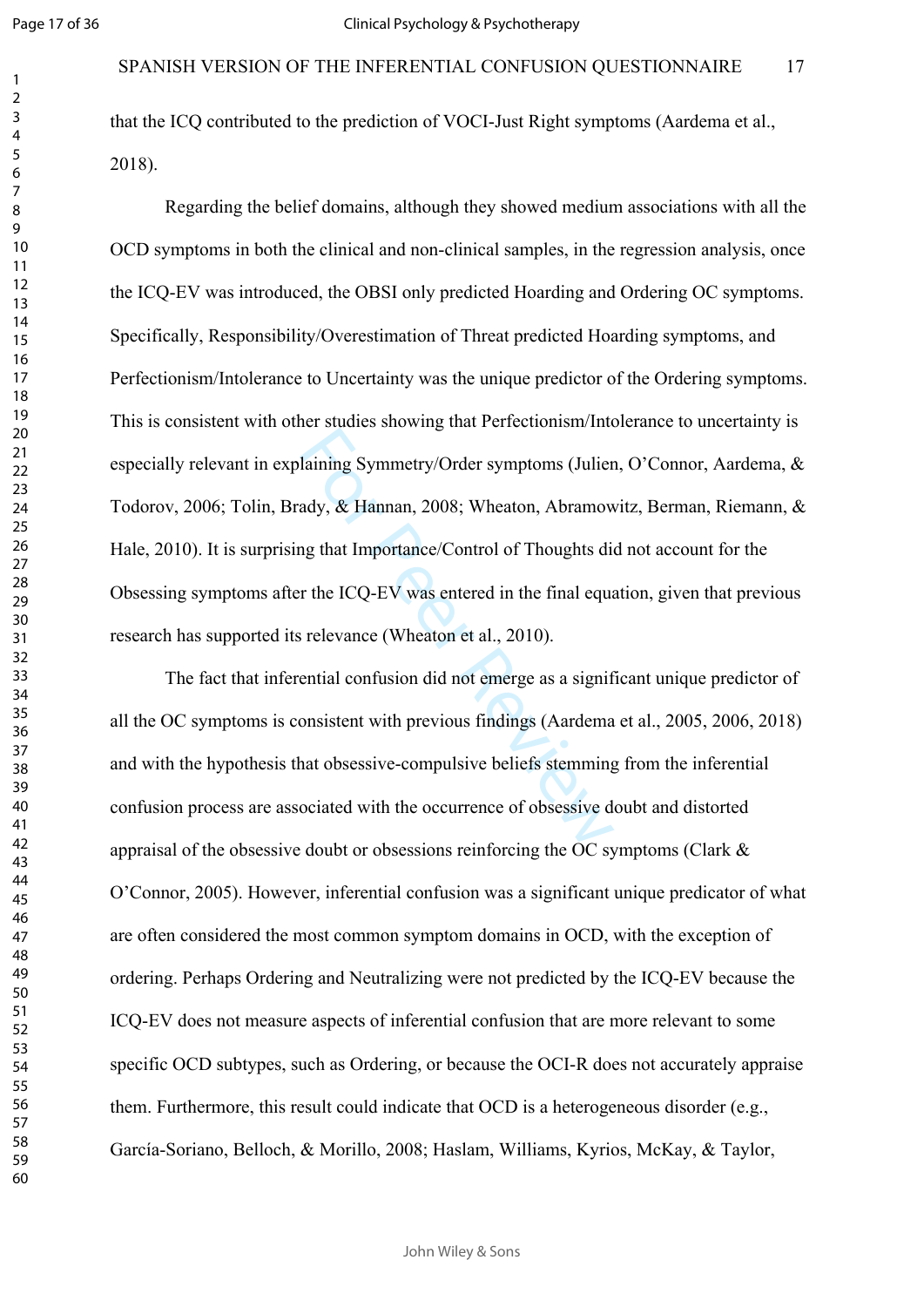that the ICQ contributed to the prediction of VOCI-Just Right symptoms (Aardema et al., 2018).

Regarding the belief domains, although they showed medium associations with all the OCD symptoms in both the clinical and non-clinical samples, in the regression analysis, once the ICQ-EV was introduced, the OBSI only predicted Hoarding and Ordering OC symptoms. Specifically, Responsibility/Overestimation of Threat predicted Hoarding symptoms, and Perfectionism/Intolerance to Uncertainty was the unique predictor of the Ordering symptoms. This is consistent with other studies showing that Perfectionism/Intolerance to uncertainty is especially relevant in explaining Symmetry/Order symptoms (Julien, O'Connor, Aardema, & Todorov, 2006; Tolin, Brady, & Hannan, 2008; Wheaton, Abramowitz, Berman, Riemann, & Hale, 2010). It is surprising that Importance/Control of Thoughts did not account for the Obsessing symptoms after the ICQ-EV was entered in the final equation, given that previous research has supported its relevance (Wheaton et al., 2010).

The fact that inferential confusion did not emerge as a significant unique predictor of all the OC symptoms is consistent with previous findings (Aardema et al., 2005, 2006, 2018) and with the hypothesis that obsessive-compulsive beliefs stemming from the inferential confusion process are associated with the occurrence of obsessive doubt and distorted appraisal of the obsessive doubt or obsessions reinforcing the OC symptoms (Clark & O'Connor, 2005). However, inferential confusion was a significant unique predicator of what are often considered the most common symptom domains in OCD, with the exception of ordering. Perhaps Ordering and Neutralizing were not predicted by the ICQ-EV because the ICQ-EV does not measure aspects of inferential confusion that are more relevant to some specific OCD subtypes, such as Ordering, or because the OCI-R does not accurately appraise them. Furthermore, this result could indicate that OCD is a heterogeneous disorder (e.g., García-Soriano, Belloch, & Morillo, 2008; Haslam, Williams, Kyrios, McKay, & Taylor,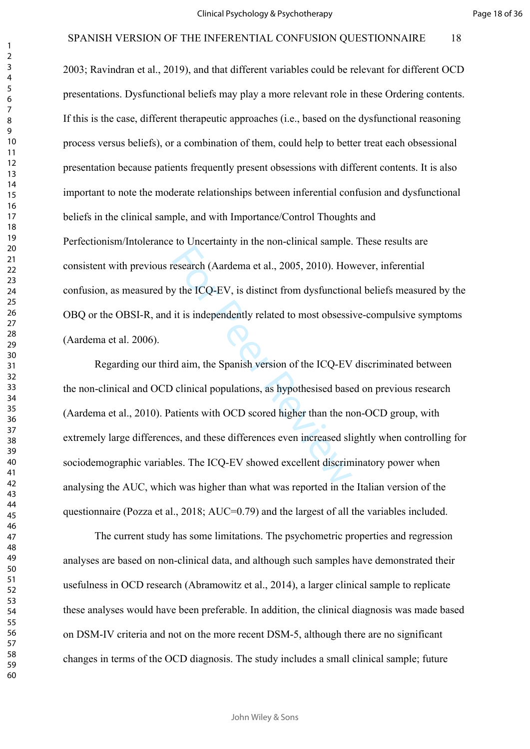2003; Ravindran et al., 2019), and that different variables could be relevant for different OCD presentations. Dysfunctional beliefs may play a more relevant role in these Ordering contents. If this is the case, different therapeutic approaches (i.e., based on the dysfunctional reasoning process versus beliefs), or a combination of them, could help to better treat each obsessional presentation because patients frequently present obsessions with different contents. It is also important to note the moderate relationships between inferential confusion and dysfunctional beliefs in the clinical sample, and with Importance/Control Thoughts and Perfectionism/Intolerance to Uncertainty in the non-clinical sample. These results are consistent with previous research (Aardema et al., 2005, 2010). However, inferential confusion, as measured by the ICQ-EV, is distinct from dysfunctional beliefs measured by the OBQ or the OBSI-R, and it is independently related to most obsessive-compulsive symptoms (Aardema et al. 2006).

Regarding our third aim, the Spanish version of the ICQ-EV discriminated between the non-clinical and OCD clinical populations, as hypothesised based on previous research (Aardema et al., 2010). Patients with OCD scored higher than the non-OCD group, with extremely large differences, and these differences even increased slightly when controlling for sociodemographic variables. The ICQ-EV showed excellent discriminatory power when analysing the AUC, which was higher than what was reported in the Italian version of the questionnaire (Pozza et al., 2018; AUC=0.79) and the largest of all the variables included.

The current study has some limitations. The psychometric properties and regression analyses are based on non-clinical data, and although such samples have demonstrated their usefulness in OCD research (Abramowitz et al., 2014), a larger clinical sample to replicate these analyses would have been preferable. In addition, the clinical diagnosis was made based on DSM-IV criteria and not on the more recent DSM-5, although there are no significant changes in terms of the OCD diagnosis. The study includes a small clinical sample; future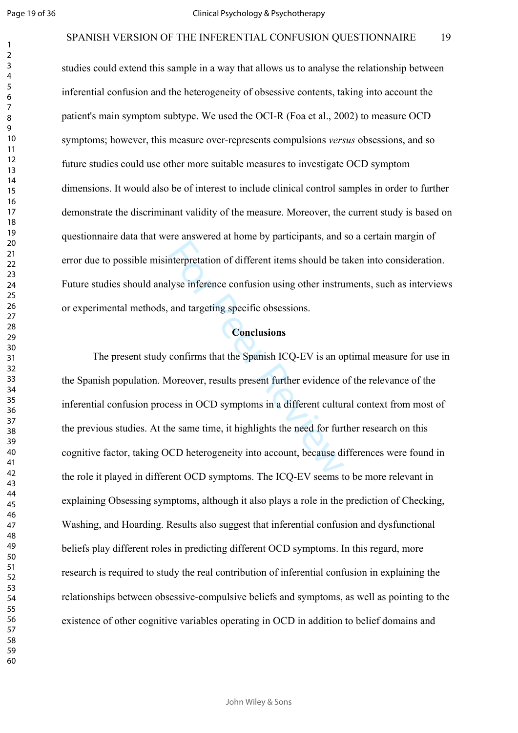studies could extend this sample in a way that allows us to analyse the relationship between inferential confusion and the heterogeneity of obsessive contents, taking into account the patient's main symptom subtype. We used the OCI-R (Foa et al., 2002) to measure OCD symptoms; however, this measure over-represents compulsions *versus* obsessions, and so future studies could use other more suitable measures to investigate OCD symptom dimensions. It would also be of interest to include clinical control samples in order to further demonstrate the discriminant validity of the measure. Moreover, the current study is based on questionnaire data that were answered at home by participants, and so a certain margin of error due to possible misinterpretation of different items should be taken into consideration. Future studies should analyse inference confusion using other instruments, such as interviews or experimental methods, and targeting specific obsessions.

## Conclusions

The present study confirms that the Spanish ICQ-EV is an optimal measure for use in the Spanish population. Moreover, results present further evidence of the relevance of the inferential confusion process in OCD symptoms in a different cultural context from most of the previous studies. At the same time, it highlights the need for further research on this cognitive factor, taking OCD heterogeneity into account, because differences were found in the role it played in different OCD symptoms. The ICQ-EV seems to be more relevant in explaining Obsessing symptoms, although it also plays a role in the prediction of Checking, Washing, and Hoarding. Results also suggest that inferential confusion and dysfunctional beliefs play different roles in predicting different OCD symptoms. In this regard, more research is required to study the real contribution of inferential confusion in explaining the relationships between obsessive-compulsive beliefs and symptoms, as well as pointing to the existence of other cognitive variables operating in OCD in addition to belief domains and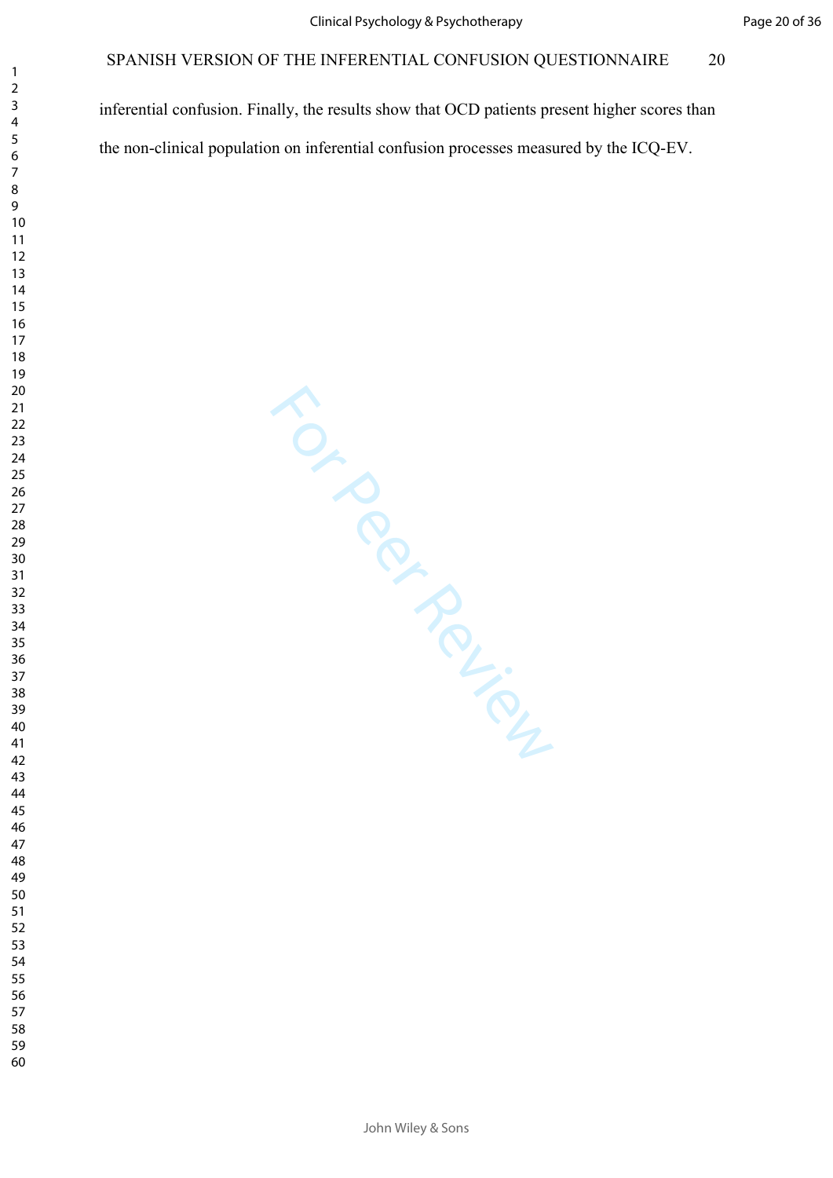inferential confusion. Finally, the results show that OCD patients present higher scores than the non-clinical population on inferential confusion processes measured by the ICQ-EV.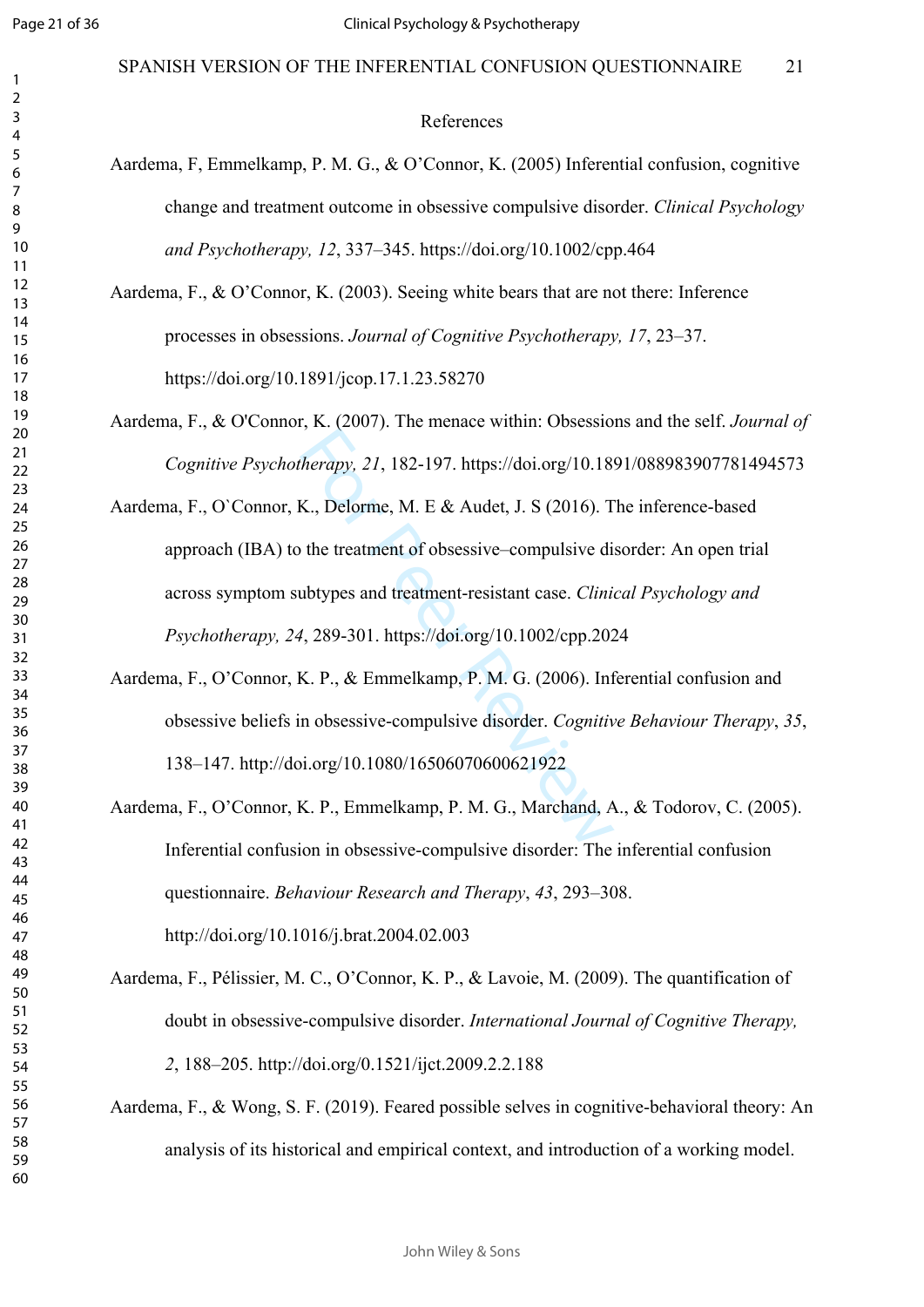## References

Aardema, F, Emmelkamp, P. M. G., & O'Connor, K. (2005) Inferential confusion, cognitive change and treatment outcome in obsessive compulsive disorder. *Clinical Psychology and Psychotherapy, 12*, 337–345. https://doi.org/10.1002/cpp.464

Aardema, F., & O'Connor, K. (2003). Seeing white bears that are not there: Inference processes in obsessions. *Journal of Cognitive Psychotherapy, 17*, 23–37. https://doi.org/10.1891/jcop.17.1.23.58270

Aardema, F., & O'Connor, K. (2007). The menace within: Obsessions and the self. *Journal of Cognitive Psychotherapy, 21*, 182-197. https://doi.org/10.1891/088983907781494573

Aardema, F., O`Connor, K., Delorme, M. E & Audet, J. S (2016). The inference-based approach (IBA) to the treatment of obsessive–compulsive disorder: An open trial across symptom subtypes and treatment-resistant case. *Clinical Psychology and Psychotherapy, 24*, 289-301. https://doi.org/10.1002/cpp.2024

Aardema, F., O'Connor, K. P., & Emmelkamp, P. M. G. (2006). Inferential confusion and obsessive beliefs in obsessive-compulsive disorder. *Cognitive Behaviour Therapy*, *35*, 138–147. http://doi.org/10.1080/16506070600621922

Aardema, F., O'Connor, K. P., Emmelkamp, P. M. G., Marchand, A., & Todorov, C. (2005). Inferential confusion in obsessive-compulsive disorder: The inferential confusion questionnaire. *Behaviour Research and Therapy*, *43*, 293–308. http://doi.org/10.1016/j.brat.2004.02.003

Aardema, F., Pélissier, M. C., O'Connor, K. P., & Lavoie, M. (2009). The quantification of doubt in obsessive-compulsive disorder. *International Journal of Cognitive Therapy, 2*, 188–205. http://doi.org/0.1521/ijct.2009.2.2.188

Aardema, F., & Wong, S. F. (2019). Feared possible selves in cognitive-behavioral theory: An analysis of its historical and empirical context, and introduction of a working model.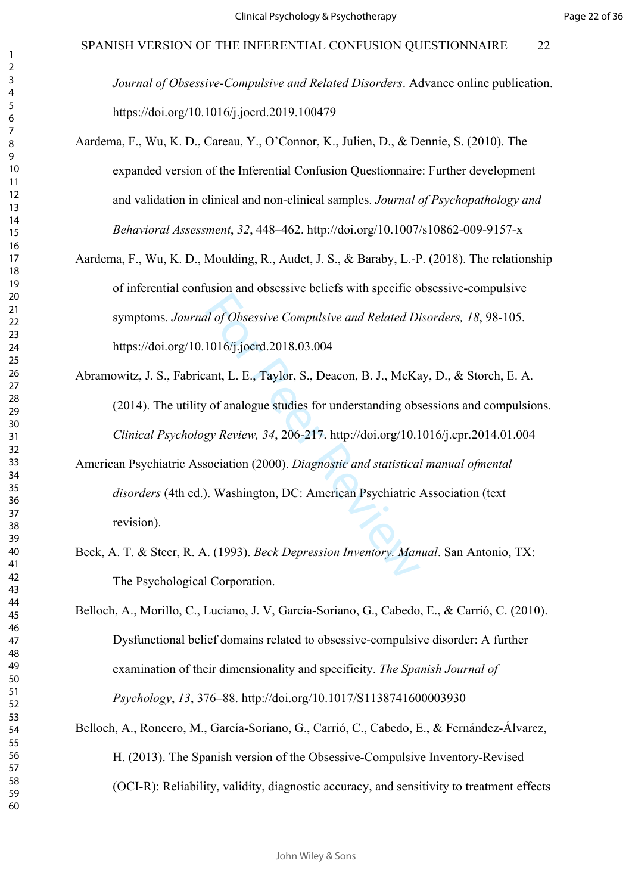*Journal of Obsessive-Compulsive and Related Disorders*. Advance online publication. https://doi.org/10.1016/j.jocrd.2019.100479

Aardema, F., Wu, K. D., Careau, Y., O'Connor, K., Julien, D., & Dennie, S. (2010). The expanded version of the Inferential Confusion Questionnaire: Further development and validation in clinical and non-clinical samples. *Journal of Psychopathology and Behavioral Assessment*, *32*, 448–462. http://doi.org/10.1007/s10862-009-9157-x

Aardema, F., Wu, K. D., Moulding, R., Audet, J. S., & Baraby, L.-P. (2018). The relationship of inferential confusion and obsessive beliefs with specific obsessive-compulsive symptoms. *Journal of Obsessive Compulsive and Related Disorders, 18*, 98-105. https://doi.org/10.1016/j.jocrd.2018.03.004

Abramowitz, J. S., Fabricant, L. E., Taylor, S., Deacon, B. J., McKay, D., & Storch, E. A. (2014). The utility of analogue studies for understanding obsessions and compulsions. *Clinical Psychology Review, 34*, 206-217. http://doi.org/10.1016/j.cpr.2014.01.004

American Psychiatric Association (2000). *Diagnostic and statistical manual ofmental disorders* (4th ed.). Washington, DC: American Psychiatric Association (text revision).

Beck, A. T. & Steer, R. A. (1993). *Beck Depression Inventory. Manual*. San Antonio, TX: The Psychological Corporation.

Belloch, A., Morillo, C., Luciano, J. V, García-Soriano, G., Cabedo, E., & Carrió, C. (2010). Dysfunctional belief domains related to obsessive-compulsive disorder: A further examination of their dimensionality and specificity. *The Spanish Journal of Psychology*, *13*, 376–88. http://doi.org/10.1017/S1138741600003930

Belloch, A., Roncero, M., García-Soriano, G., Carrió, C., Cabedo, E., & Fernández-Álvarez, H. (2013). The Spanish version of the Obsessive-Compulsive Inventory-Revised (OCI-R): Reliability, validity, diagnostic accuracy, and sensitivity to treatment effects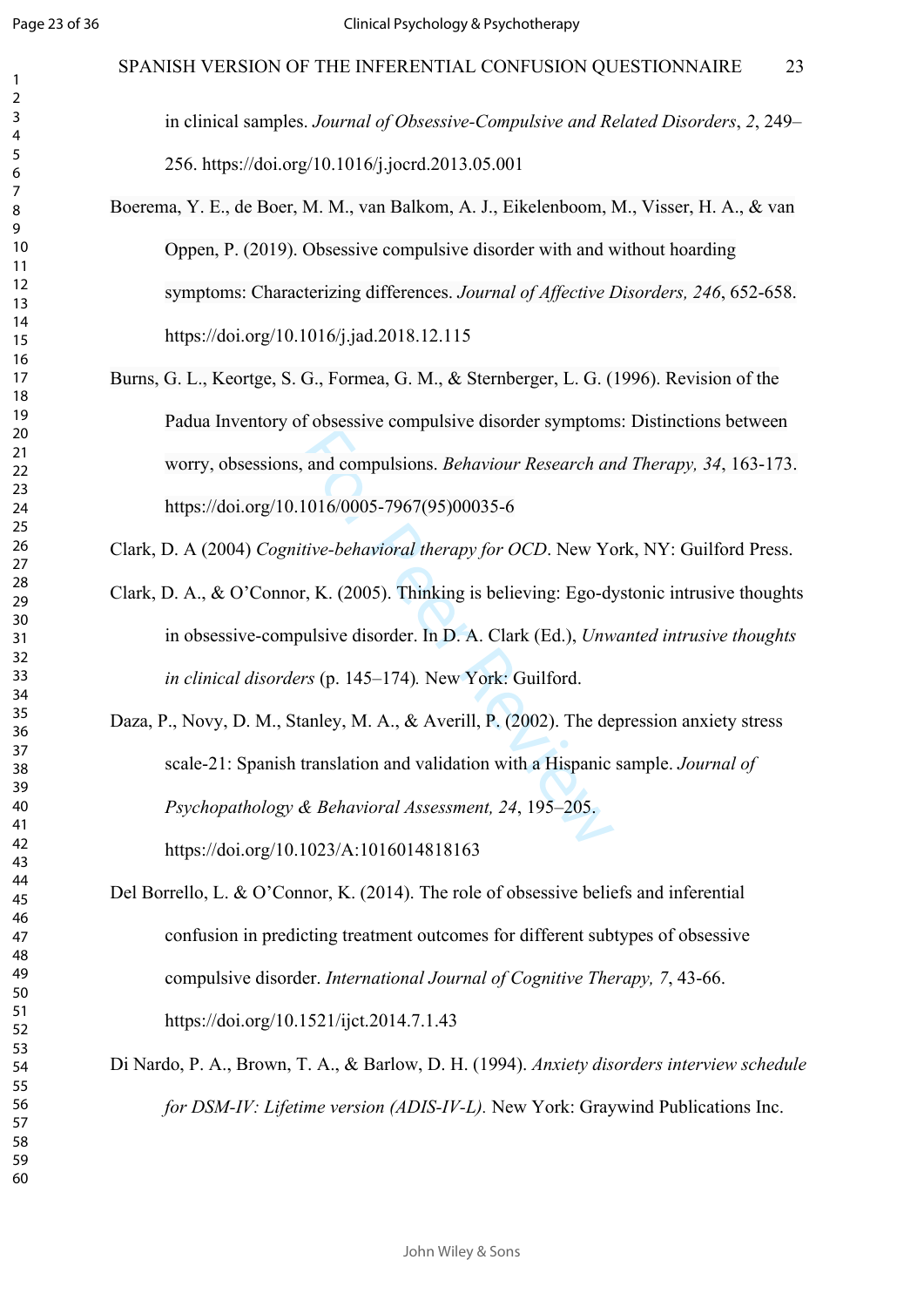in clinical samples. *Journal of Obsessive-Compulsive and Related Disorders*, *2*, 249–256. https://doi.org/10.1016/j.jocrd.2013.05.001

Boerema, Y. E., de Boer, M. M., van Balkom, A. J., Eikelenboom, M., Visser, H. A., & van Oppen, P. (2019). Obsessive compulsive disorder with and without hoarding symptoms: Characterizing differences. *Journal of Affective Disorders, 246*, 652-658. https://doi.org/10.1016/j.jad.2018.12.115

Burns, G. L., Keortge, S. G., Formea, G. M., & Sternberger, L. G. (1996). Revision of the Padua Inventory of obsessive compulsive disorder symptoms: Distinctions between worry, obsessions, and compulsions. *Behaviour Research and Therapy, 34*, 163-173. https://doi.org/10.1016/0005-7967(95)00035-6

Clark, D. A (2004) *Cognitive-behavioral therapy for OCD*. New York, NY: Guilford Press.

Clark, D. A., & O'Connor, K. (2005). Thinking is believing: Ego-dystonic intrusive thoughts in obsessive-compulsive disorder. In D. A. Clark (Ed.), *Unwanted intrusive thoughts in clinical disorders* (p. 145–174)*.* New York: Guilford.

Daza, P., Novy, D. M., Stanley, M. A., & Averill, P. (2002). The depression anxiety stress scale-21: Spanish translation and validation with a Hispanic sample. *Journal of Psychopathology & Behavioral Assessment, 24*, 195–205. https://doi.org/10.1023/A:1016014818163

Del Borrello, L. & O'Connor, K. (2014). The role of obsessive beliefs and inferential confusion in predicting treatment outcomes for different subtypes of obsessive compulsive disorder. *International Journal of Cognitive Therapy, 7*, 43-66. https://doi.org/10.1521/ijct.2014.7.1.43

Di Nardo, P. A., Brown, T. A., & Barlow, D. H. (1994). *Anxiety disorders interview schedule for DSM-IV: Lifetime version (ADIS-IV-L).* New York: Graywind Publications Inc.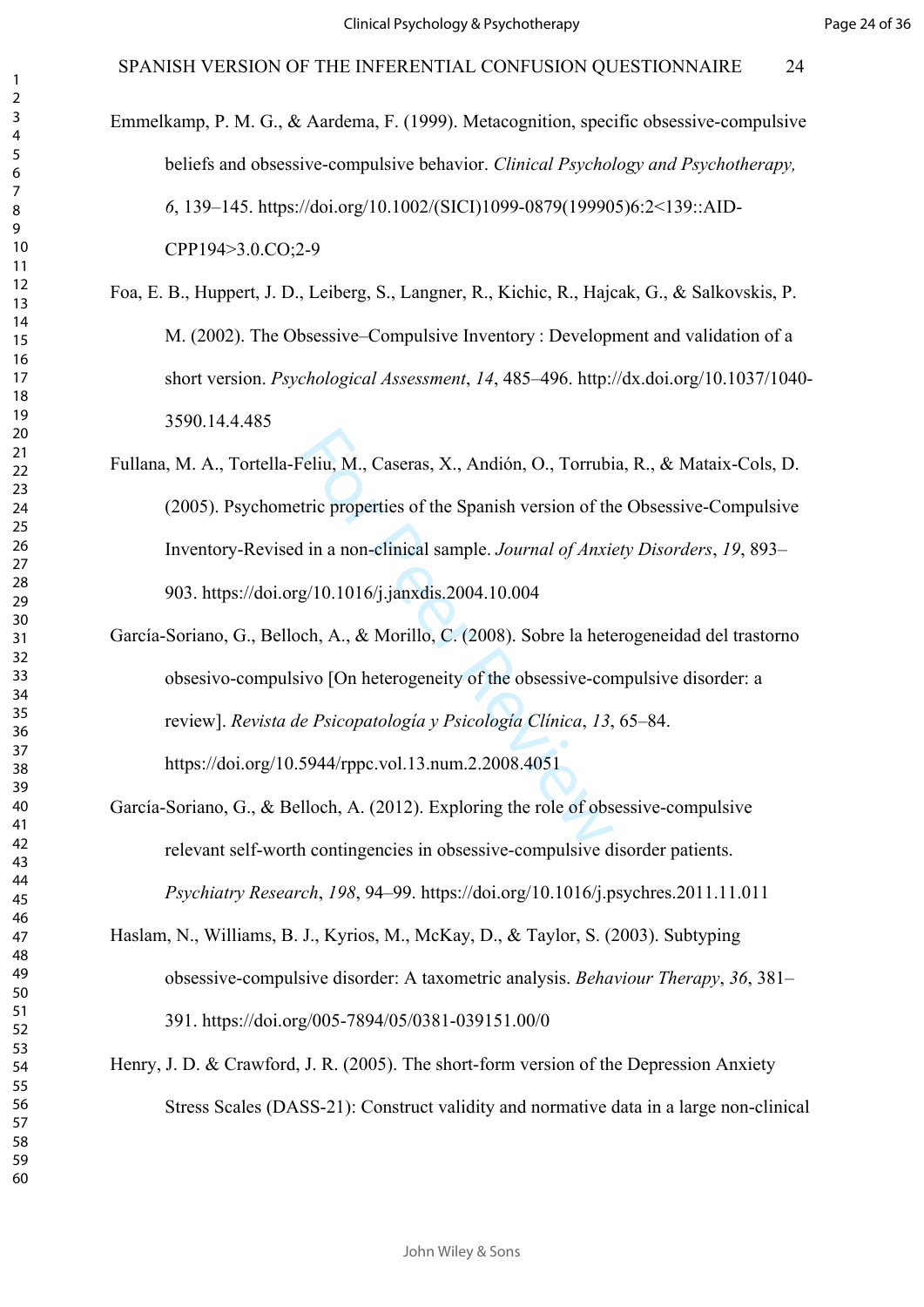Emmelkamp, P. M. G., & Aardema, F. (1999). Metacognition, specific obsessive-compulsive beliefs and obsessive-compulsive behavior. *Clinical Psychology and Psychotherapy, 6*, 139–145. https://doi.org/10.1002/(SICI)1099-0879(199905)6:2<139::AID-CPP194>3.0.CO;2-9

Foa, E. B., Huppert, J. D., Leiberg, S., Langner, R., Kichic, R., Hajcak, G., & Salkovskis, P. M. (2002). The Obsessive–Compulsive Inventory : Development and validation of a short version. *Psychological Assessment*, *14*, 485–496. http://dx.doi.org/10.1037/1040-3590.14.4.485

Fullana, M. A., Tortella-Feliu, M., Caseras, X., Andión, O., Torrubia, R., & Mataix-Cols, D. (2005). Psychometric properties of the Spanish version of the Obsessive-Compulsive Inventory-Revised in a non-clinical sample. *Journal of Anxiety Disorders*, *19*, 893–903. https://doi.org/10.1016/j.janxdis.2004.10.004

García-Soriano, G., Belloch, A., & Morillo, C. (2008). Sobre la heterogeneidad del trastorno obsesivo-compulsivo [On heterogeneity of the obsessive-compulsive disorder: a review]. *Revista de Psicopatología y Psicología Clínica*, *13*, 65–84. https://doi.org/10.5944/rppc.vol.13.num.2.2008.4051

García-Soriano, G., & Belloch, A. (2012). Exploring the role of obsessive-compulsive relevant self-worth contingencies in obsessive-compulsive disorder patients. *Psychiatry Research*, *198*, 94–99. https://doi.org/10.1016/j.psychres.2011.11.011

Haslam, N., Williams, B. J., Kyrios, M., McKay, D., & Taylor, S. (2003). Subtyping obsessive-compulsive disorder: A taxometric analysis. *Behaviour Therapy*, *36*, 381–391. https://doi.org/005-7894/05/0381-039151.00/0

Henry, J. D. & Crawford, J. R. (2005). The short-form version of the Depression Anxiety Stress Scales (DASS-21): Construct validity and normative data in a large non-clinical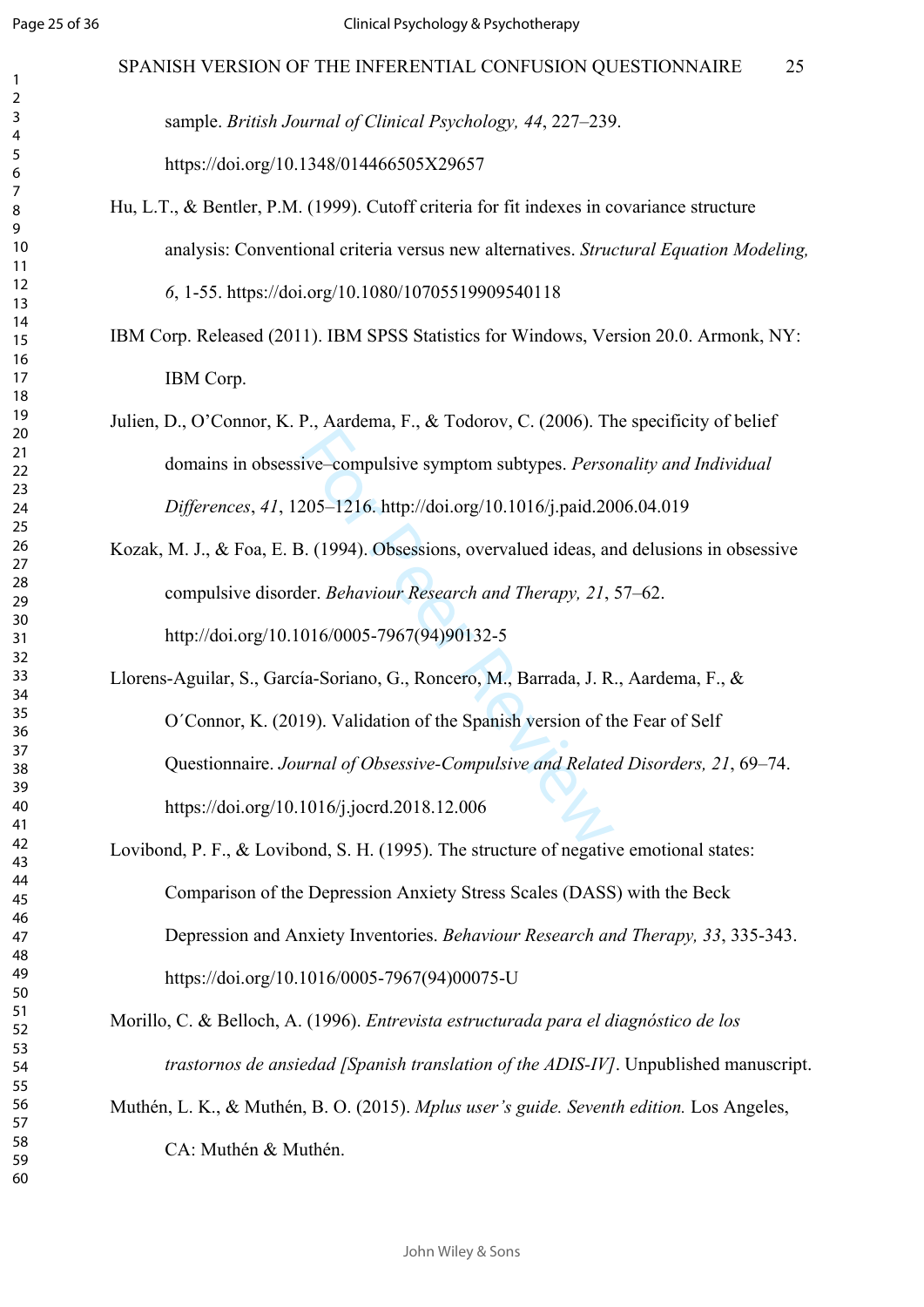sample. *British Journal of Clinical Psychology, 44*, 227–239. https://doi.org/10.1348/014466505X29657

Hu, L.T., & Bentler, P.M. (1999). Cutoff criteria for fit indexes in covariance structure analysis: Conventional criteria versus new alternatives. *Structural Equation Modeling, 6*, 1-55. https://doi.org/10.1080/10705519909540118

IBM Corp. Released (2011). IBM SPSS Statistics for Windows, Version 20.0. Armonk, NY: IBM Corp.

Julien, D., O'Connor, K. P., Aardema, F., & Todorov, C. (2006). The specificity of belief domains in obsessive–compulsive symptom subtypes. *Personality and Individual Differences*, *41*, 1205–1216. http://doi.org/10.1016/j.paid.2006.04.019

Kozak, M. J., & Foa, E. B. (1994). Obsessions, overvalued ideas, and delusions in obsessive compulsive disorder. *Behaviour Research and Therapy, 21*, 57–62. http://doi.org/10.1016/0005-7967(94)90132-5

Llorens-Aguilar, S., García-Soriano, G., Roncero, M., Barrada, J. R., Aardema, F., & O´Connor, K. (2019). Validation of the Spanish version of the Fear of Self Questionnaire. *Journal of Obsessive-Compulsive and Related Disorders, 21*, 69–74. https://doi.org/10.1016/j.jocrd.2018.12.006

Lovibond, P. F., & Lovibond, S. H. (1995). The structure of negative emotional states: Comparison of the Depression Anxiety Stress Scales (DASS) with the Beck Depression and Anxiety Inventories. *Behaviour Research and Therapy, 33*, 335-343. https://doi.org/10.1016/0005-7967(94)00075-U

Morillo, C. & Belloch, A. (1996). *Entrevista estructurada para el diagnóstico de los trastornos de ansiedad [Spanish translation of the ADIS-IV]*. Unpublished manuscript.

Muthén, L. K., & Muthén, B. O. (2015). *Mplus user's guide. Seventh edition.* Los Angeles, CA: Muthén & Muthén.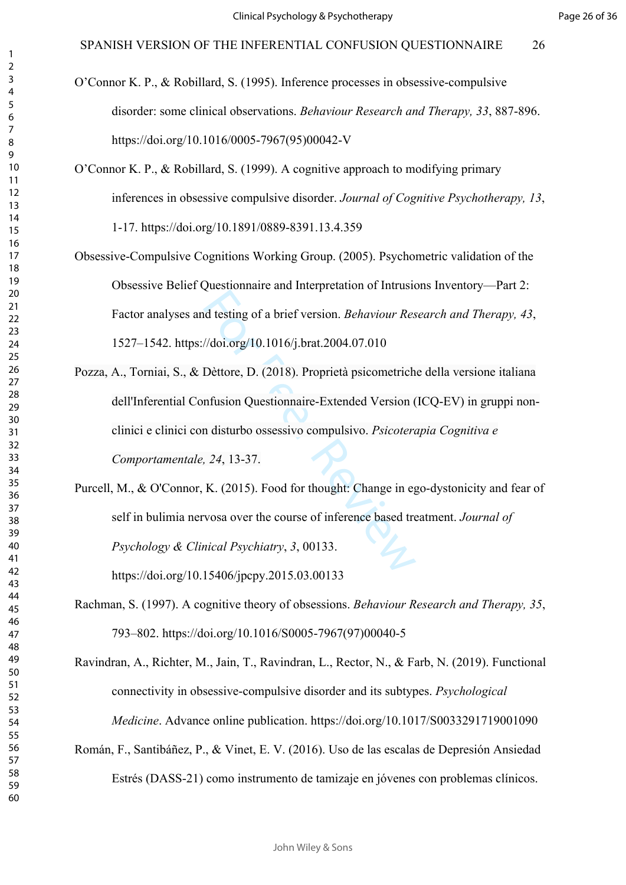O'Connor K. P., & Robillard, S. (1995). Inference processes in obsessive-compulsive disorder: some clinical observations. *Behaviour Research and Therapy, 33*, 887-896. https://doi.org/10.1016/0005-7967(95)00042-V

O'Connor K. P., & Robillard, S. (1999). A cognitive approach to modifying primary inferences in obsessive compulsive disorder. *Journal of Cognitive Psychotherapy, 13*, 1-17. https://doi.org/10.1891/0889-8391.13.4.359

Obsessive-Compulsive Cognitions Working Group. (2005). Psychometric validation of the Obsessive Belief Questionnaire and Interpretation of Intrusions Inventory—Part 2: Factor analyses and testing of a brief version. *Behaviour Research and Therapy, 43*, 1527–1542. https://doi.org/10.1016/j.brat.2004.07.010

Pozza, A., Torniai, S., & Dèttore, D. (2018). Proprietà psicometriche della versione italiana dell'Inferential Confusion Questionnaire-Extended Version (ICQ-EV) in gruppi non-clinici e clinici con disturbo ossessivo compulsivo. *Psicoterapia Cognitiva e Comportamentale, 24*, 13-37.

Purcell, M., & O'Connor, K. (2015). Food for thought: Change in ego-dystonicity and fear of self in bulimia nervosa over the course of inference based treatment. *Journal of Psychology & Clinical Psychiatry*, *3*, 00133. https://doi.org/10.15406/jpcpy.2015.03.00133

Rachman, S. (1997). A cognitive theory of obsessions. *Behaviour Research and Therapy, 35*, 793–802. https://doi.org/10.1016/S0005-7967(97)00040-5

Ravindran, A., Richter, M., Jain, T., Ravindran, L., Rector, N., & Farb, N. (2019). Functional connectivity in obsessive-compulsive disorder and its subtypes. *Psychological Medicine*. Advance online publication. https://doi.org/10.1017/S0033291719001090

Román, F., Santibáñez, P., & Vinet, E. V. (2016). Uso de las escalas de Depresión Ansiedad Estrés (DASS-21) como instrumento de tamizaje en jóvenes con problemas clínicos.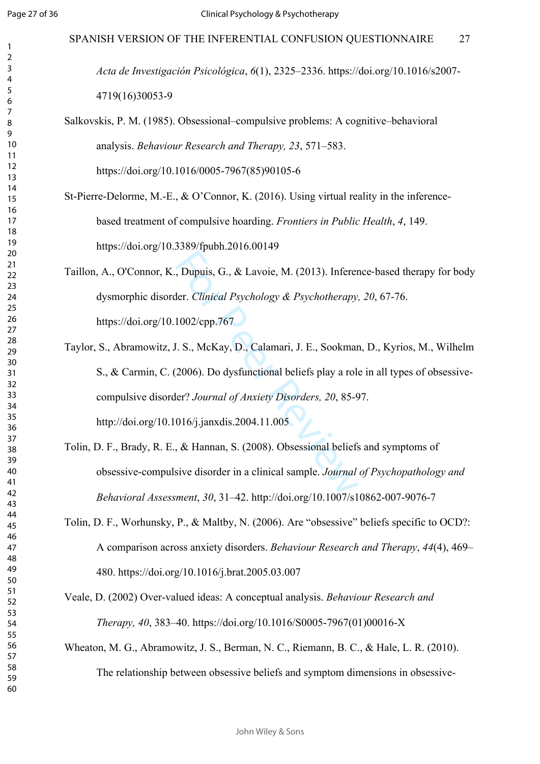*Acta de Investigación Psicológica*, *6*(1), 2325–2336. https://doi.org/10.1016/s2007-4719(16)30053-9

Salkovskis, P. M. (1985). Obsessional–compulsive problems: A cognitive–behavioral analysis. *Behaviour Research and Therapy, 23*, 571–583. https://doi.org/10.1016/0005-7967(85)90105-6

St-Pierre-Delorme, M.-E., & O'Connor, K. (2016). Using virtual reality in the inference-based treatment of compulsive hoarding. *Frontiers in Public Health*, *4*, 149. https://doi.org/10.3389/fpubh.2016.00149

Taillon, A., O'Connor, K., Dupuis, G., & Lavoie, M. (2013). Inference-based therapy for body dysmorphic disorder. *Clinical Psychology & Psychotherapy, 20*, 67-76. https://doi.org/10.1002/cpp.767

Taylor, S., Abramowitz, J. S., McKay, D., Calamari, J. E., Sookman, D., Kyrios, M., Wilhelm S., & Carmin, C. (2006). Do dysfunctional beliefs play a role in all types of obsessive-compulsive disorder? *Journal of Anxiety Disorders, 20*, 85-97. http://doi.org/10.1016/j.janxdis.2004.11.005

Tolin, D. F., Brady, R. E., & Hannan, S. (2008). Obsessional beliefs and symptoms of obsessive-compulsive disorder in a clinical sample. *Journal of Psychopathology and Behavioral Assessment*, *30*, 31–42. http://doi.org/10.1007/s10862-007-9076-7

Tolin, D. F., Worhunsky, P., & Maltby, N. (2006). Are "obsessive" beliefs specific to OCD?: A comparison across anxiety disorders. *Behaviour Research and Therapy*, *44*(4), 469–480. https://doi.org/10.1016/j.brat.2005.03.007

Veale, D. (2002) Over-valued ideas: A conceptual analysis. *Behaviour Research and Therapy, 40*, 383–40. https://doi.org/10.1016/S0005-7967(01)00016-X

Wheaton, M. G., Abramowitz, J. S., Berman, N. C., Riemann, B. C., & Hale, L. R. (2010). The relationship between obsessive beliefs and symptom dimensions in obsessive-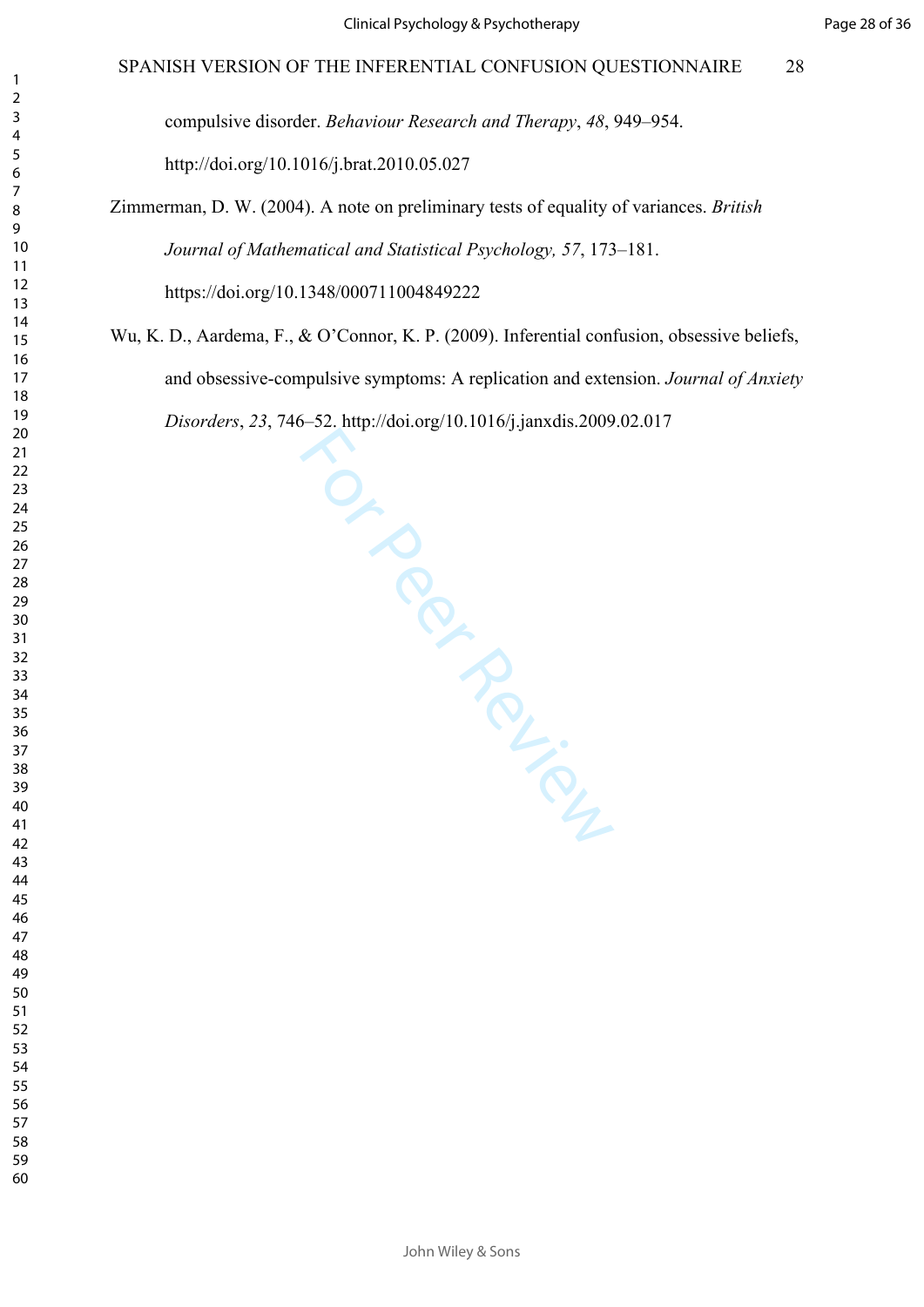compulsive disorder. *Behaviour Research and Therapy*, *48*, 949–954. http://doi.org/10.1016/j.brat.2010.05.027

Zimmerman, D. W. (2004). A note on preliminary tests of equality of variances. *British Journal of Mathematical and Statistical Psychology, 57*, 173–181. https://doi.org/10.1348/000711004849222

Wu, K. D., Aardema, F., & O'Connor, K. P. (2009). Inferential confusion, obsessive beliefs, and obsessive-compulsive symptoms: A replication and extension. *Journal of Anxiety Disorders*, *23*, 746–52. http://doi.org/10.1016/j.janxdis.2009.02.017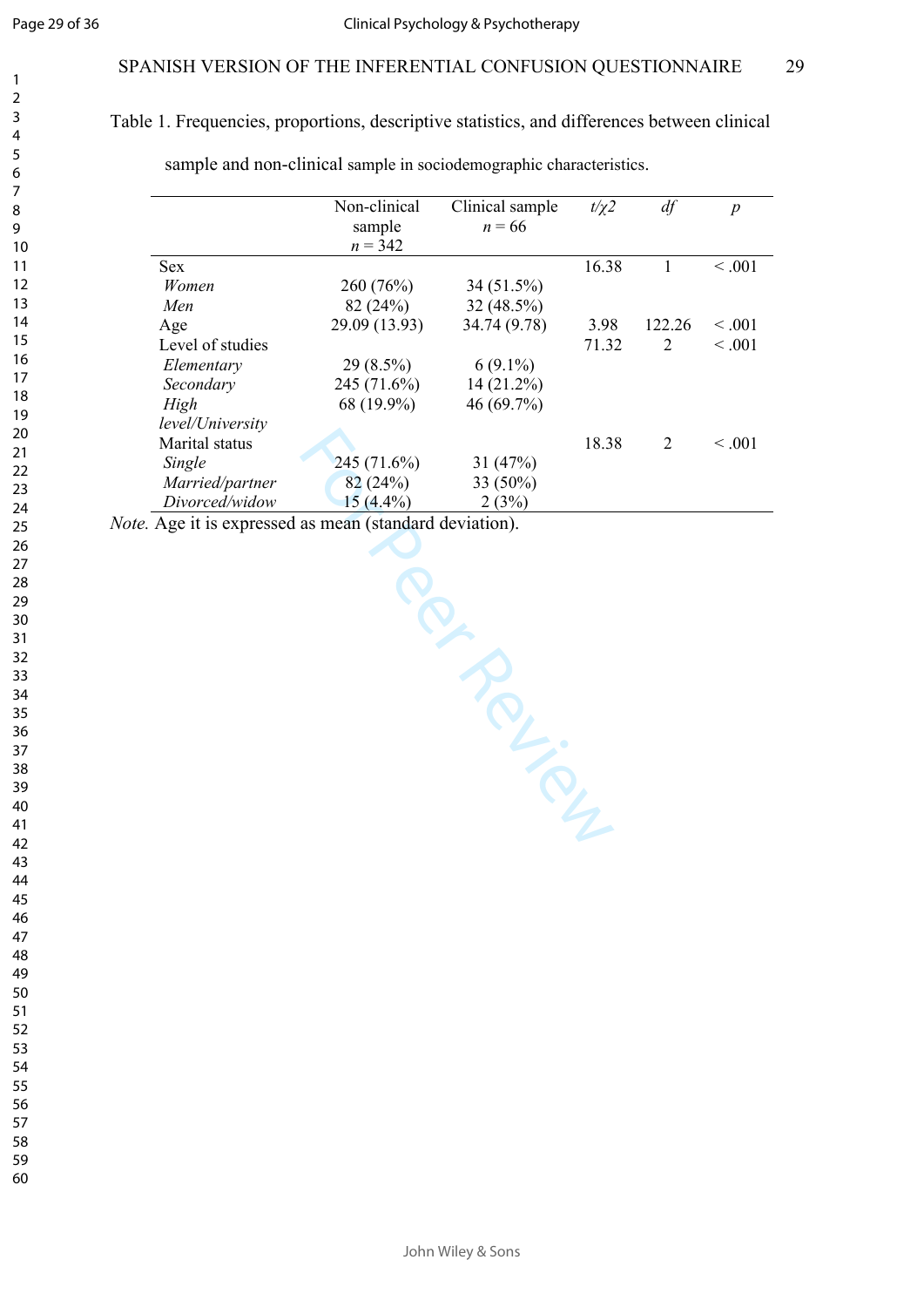Table 1. Frequencies, proportions, descriptive statistics, and differences between clinical sample and non-clinical sample in sociodemographic characteristics.

| | Non-clinical sample $n = 342$ | Clinical sample $n = 66$ | $t/\chi 2$ | *df* | *p* |
|---|---|---|---|---|---|
| Sex | | | 16.38 | 1 | < .001 |
| *Women* | 260 (76%) | 34 (51.5%) | | | |
| *Men* | 82 (24%) | 32 (48.5%) | | | |
| Age | 29.09 (13.93) | 34.74 (9.78) | 3.98 | 122.26 | < .001 |
| Level of studies | | | 71.32 | 2 | < .001 |
| *Elementary* | 29 (8.5%) | 6 (9.1%) | | | |
| *Secondary* | 245 (71.6%) | 14 (21.2%) | | | |
| *High level/University* | 68 (19.9%) | 46 (69.7%) | | | |
| Marital status | | | 18.38 | 2 | < .001 |
| *Single* | 245 (71.6%) | 31 (47%) | | | |
| *Married/partner* | 82 (24%) | 33 (50%) | | | |
| *Divorced/widow* | 15 (4.4%) | 2 (3%) | | | |

*Note.* Age it is expressed as mean (standard deviation).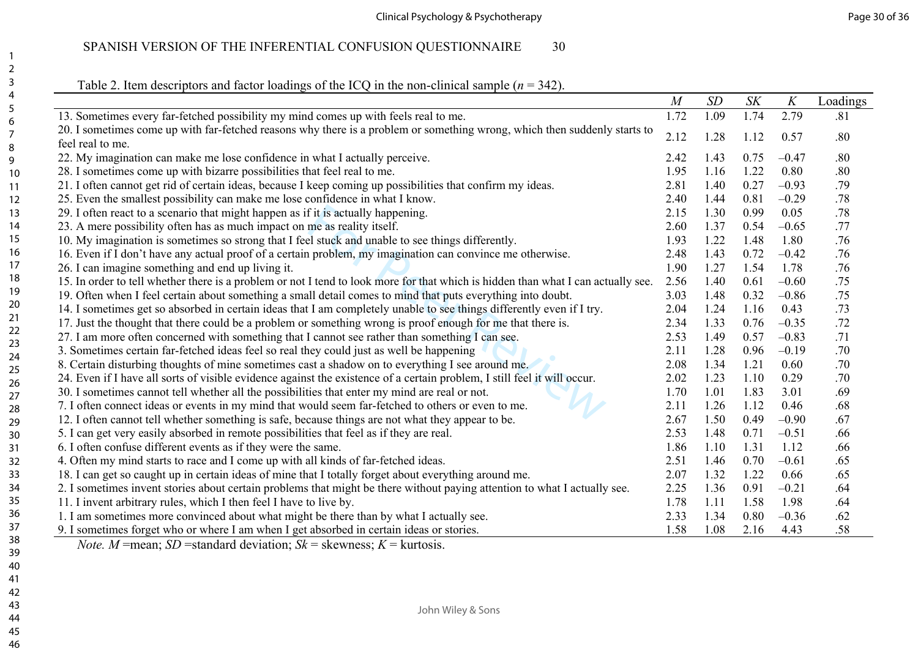Table 2. Item descriptors and factor loadings of the ICQ in the non-clinical sample ($n$ = 342).

| | *M* | *SD* | *SK* | *K* | Loadings |
|---|---|---|---|---|---|
| 13. Sometimes every far-fetched possibility my mind comes up with feels real to me. | 1.72 | 1.09 | 1.74 | 2.79 | .81 |
| 20. I sometimes come up with far-fetched reasons why there is a problem or something wrong, which then suddenly starts to feel real to me. | 2.12 | 1.28 | 1.12 | 0.57 | .80 |
| 22. My imagination can make me lose confidence in what I actually perceive. | 2.42 | 1.43 | 0.75 | –0.47 | .80 |
| 28. I sometimes come up with bizarre possibilities that feel real to me. | 1.95 | 1.16 | 1.22 | 0.80 | .80 |
| 21. I often cannot get rid of certain ideas, because I keep coming up possibilities that confirm my ideas. | 2.81 | 1.40 | 0.27 | –0.93 | .79 |
| 25. Even the smallest possibility can make me lose confidence in what I know. | 2.40 | 1.44 | 0.81 | –0.29 | .78 |
| 29. I often react to a scenario that might happen as if it is actually happening. | 2.15 | 1.30 | 0.99 | 0.05 | .78 |
| 23. A mere possibility often has as much impact on me as reality itself. | 2.60 | 1.37 | 0.54 | –0.65 | .77 |
| 10. My imagination is sometimes so strong that I feel stuck and unable to see things differently. | 1.93 | 1.22 | 1.48 | 1.80 | .76 |
| 16. Even if I don't have any actual proof of a certain problem, my imagination can convince me otherwise. | 2.48 | 1.43 | 0.72 | –0.42 | .76 |
| 26. I can imagine something and end up living it. | 1.90 | 1.27 | 1.54 | 1.78 | .76 |
| 15. In order to tell whether there is a problem or not I tend to look more for that which is hidden than what I can actually see. | 2.56 | 1.40 | 0.61 | –0.60 | .75 |
| 19. Often when I feel certain about something a small detail comes to mind that puts everything into doubt. | 3.03 | 1.48 | 0.32 | –0.86 | .75 |
| 14. I sometimes get so absorbed in certain ideas that I am completely unable to see things differently even if I try. | 2.04 | 1.24 | 1.16 | 0.43 | .73 |
| 17. Just the thought that there could be a problem or something wrong is proof enough for me that there is. | 2.34 | 1.33 | 0.76 | –0.35 | .72 |
| 27. I am more often concerned with something that I cannot see rather than something I can see. | 2.53 | 1.49 | 0.57 | –0.83 | .71 |
| 3. Sometimes certain far-fetched ideas feel so real they could just as well be happening | 2.11 | 1.28 | 0.96 | –0.19 | .70 |
| 8. Certain disturbing thoughts of mine sometimes cast a shadow on to everything I see around me. | 2.08 | 1.34 | 1.21 | 0.60 | .70 |
| 24. Even if I have all sorts of visible evidence against the existence of a certain problem, I still feel it will occur. | 2.02 | 1.23 | 1.10 | 0.29 | .70 |
| 30. I sometimes cannot tell whether all the possibilities that enter my mind are real or not. | 1.70 | 1.01 | 1.83 | 3.01 | .69 |
| 7. I often connect ideas or events in my mind that would seem far-fetched to others or even to me. | 2.11 | 1.26 | 1.12 | 0.46 | .68 |
| 12. I often cannot tell whether something is safe, because things are not what they appear to be. | 2.67 | 1.50 | 0.49 | –0.90 | .67 |
| 5. I can get very easily absorbed in remote possibilities that feel as if they are real. | 2.53 | 1.48 | 0.71 | –0.51 | .66 |
| 6. I often confuse different events as if they were the same. | 1.86 | 1.10 | 1.31 | 1.12 | .66 |
| 4. Often my mind starts to race and I come up with all kinds of far-fetched ideas. | 2.51 | 1.46 | 0.70 | –0.61 | .65 |
| 18. I can get so caught up in certain ideas of mine that I totally forget about everything around me. | 2.07 | 1.32 | 1.22 | 0.66 | .65 |
| 2. I sometimes invent stories about certain problems that might be there without paying attention to what I actually see. | 2.25 | 1.36 | 0.91 | –0.21 | .64 |
| 11. I invent arbitrary rules, which I then feel I have to live by. | 1.78 | 1.11 | 1.58 | 1.98 | .64 |
| 1. I am sometimes more convinced about what might be there than by what I actually see. | 2.33 | 1.34 | 0.80 | –0.36 | .62 |
| 9. I sometimes forget who or where I am when I get absorbed in certain ideas or stories. | 1.58 | 1.08 | 2.16 | 4.43 | .58 |

*Note. M* =mean; *SD* =standard deviation; *Sk* = skewness; *K* = kurtosis.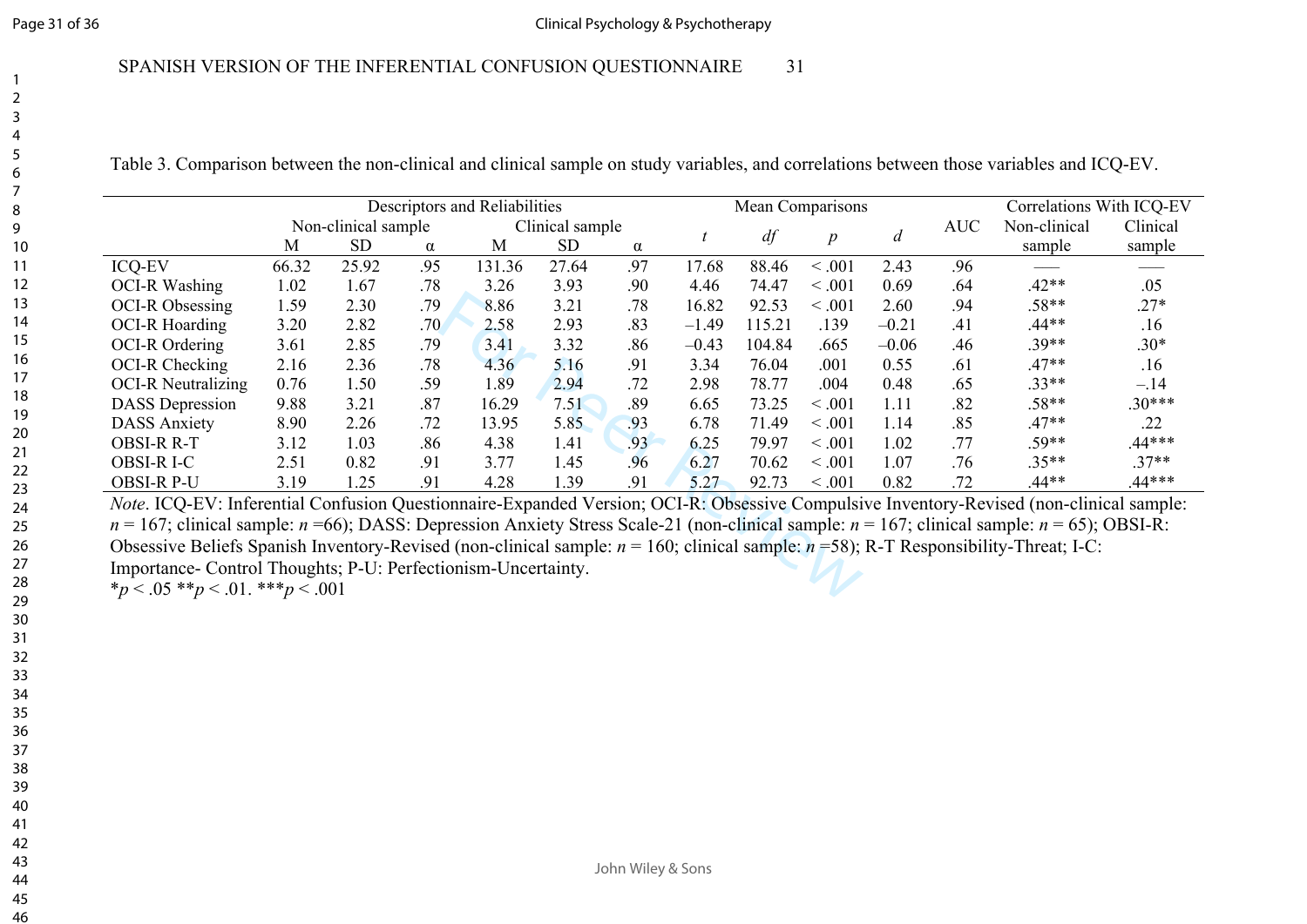Table 3. Comparison between the non-clinical and clinical sample on study variables, and correlations between those variables and ICQ-EV.

| | Descriptors and Reliabilities | | | | | | Mean Comparisons | | | | AUC | Correlations With ICQ-EV | |
|---|---|---|---|---|---|---|---|---|---|---|---|---|---|
| | Non-clinical sample | | | Clinical sample | | | | | | | | | |
| | M | SD | α | M | SD | α | *t* | *df* | *p* | *d* | | Non-clinical sample | Clinical sample |
| ICQ-EV | 66.32 | 25.92 | .95 | 131.36 | 27.64 | .97 | 17.68 | 88.46 | < .001 | 2.43 | .96 | — | — |
| OCI-R Washing | 1.02 | 1.67 | .78 | 3.26 | 3.93 | .90 | 4.46 | 74.47 | < .001 | 0.69 | .64 | .42** | .05 |
| OCI-R Obsessing | 1.59 | 2.30 | .79 | 8.86 | 3.21 | .78 | 16.82 | 92.53 | < .001 | 2.60 | .94 | .58** | .27* |
| OCI-R Hoarding | 3.20 | 2.82 | .70 | 2.58 | 2.93 | .83 | –1.49 | 115.21 | .139 | –0.21 | .41 | .44** | .16 |
| OCI-R Ordering | 3.61 | 2.85 | .79 | 3.41 | 3.32 | .86 | –0.43 | 104.84 | .665 | –0.06 | .46 | .39** | .30* |
| OCI-R Checking | 2.16 | 2.36 | .78 | 4.36 | 5.16 | .91 | 3.34 | 76.04 | .001 | 0.55 | .61 | .47** | .16 |
| OCI-R Neutralizing | 0.76 | 1.50 | .59 | 1.89 | 2.94 | .72 | 2.98 | 78.77 | .004 | 0.48 | .65 | .33** | –.14 |
| DASS Depression | 9.88 | 3.21 | .87 | 16.29 | 7.51 | .89 | 6.65 | 73.25 | < .001 | 1.11 | .82 | .58** | .30*** |
| DASS Anxiety | 8.90 | 2.26 | .72 | 13.95 | 5.85 | .93 | 6.78 | 71.49 | < .001 | 1.14 | .85 | .47** | .22 |
| OBSI-R R-T | 3.12 | 1.03 | .86 | 4.38 | 1.41 | .93 | 6.25 | 79.97 | < .001 | 1.02 | .77 | .59** | .44*** |
| OBSI-R I-C | 2.51 | 0.82 | .91 | 3.77 | 1.45 | .96 | 6.27 | 70.62 | < .001 | 1.07 | .76 | .35** | .37** |
| OBSI-R P-U | 3.19 | 1.25 | .91 | 4.28 | 1.39 | .91 | 5.27 | 92.73 | < .001 | 0.82 | .72 | .44** | .44*** |

*Note*. ICQ-EV: Inferential Confusion Questionnaire-Expanded Version; OCI-R: Obsessive Compulsive Inventory-Revised (non-clinical sample: $n = 167$; clinical sample: $n = 66$); DASS: Depression Anxiety Stress Scale-21 (non-clinical sample: $n = 167$; clinical sample: $n = 65$); OBSI-R: Obsessive Beliefs Spanish Inventory-Revised (non-clinical sample: $n = 160$; clinical sample: $n = 58$); R-T Responsibility-Threat; I-C: Importance- Control Thoughts; P-U: Perfectionism-Uncertainty.
*$p < .05$ **$p < .01$. ***$p < .001$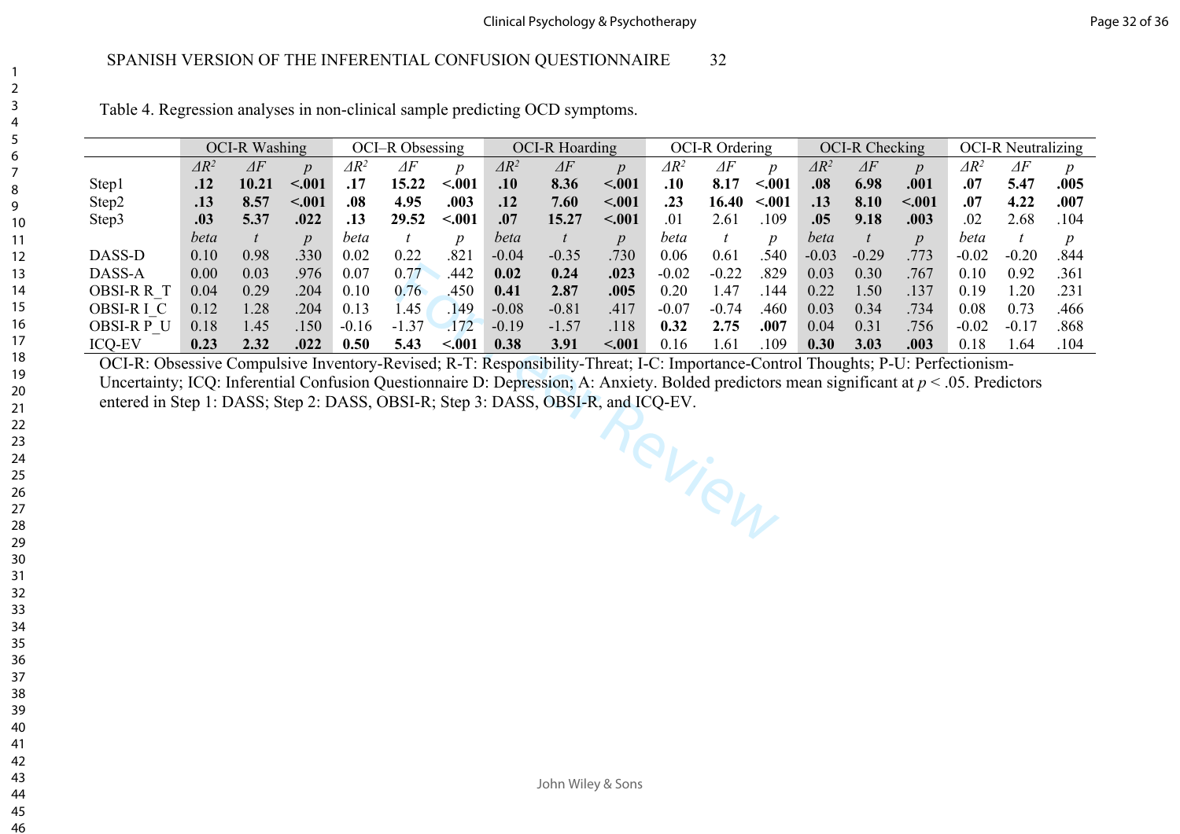Table 4. Regression analyses in non-clinical sample predicting OCD symptoms.

| | OCI-R Washing | | | OCI–R Obsessing | | | OCI-R Hoarding | | | OCI-R Ordering | | | OCI-R Checking | | | OCI-R Neutralizing | | |
|---|---|---|---|---|---|---|---|---|---|---|---|---|---|---|---|---|---|---|
| | $\Delta R^2$ | $\Delta F$ | *p* | $\Delta R^2$ | $\Delta F$ | *p* | $\Delta R^2$ | $\Delta F$ | *p* | $\Delta R^2$ | $\Delta F$ | *p* | $\Delta R^2$ | $\Delta F$ | *p* | $\Delta R^2$ | $\Delta F$ | *p* |
| Step1 | **.12** | **10.21** | **<.001** | **.17** | **15.22** | **<.001** | **.10** | **8.36** | **<.001** | **.10** | **8.17** | **<.001** | **.08** | **6.98** | **.001** | **.07** | **5.47** | **.005** |
| Step2 | **.13** | **8.57** | **<.001** | **.08** | **4.95** | **.003** | **.12** | **7.60** | **<.001** | **.23** | **16.40** | **<.001** | **.13** | **8.10** | **<.001** | **.07** | **4.22** | **.007** |
| Step3 | **.03** | **5.37** | **.022** | **.13** | **29.52** | **<.001** | **.07** | **15.27** | **<.001** | .01 | 2.61 | .109 | **.05** | **9.18** | **.003** | .02 | 2.68 | .104 |
| | *beta* | *t* | *p* | *beta* | *t* | *p* | *beta* | *t* | *p* | *beta* | *t* | *p* | *beta* | *t* | *p* | *beta* | *t* | *p* |
| DASS-D | 0.10 | 0.98 | .330 | 0.02 | 0.22 | .821 | -0.04 | -0.35 | .730 | 0.06 | 0.61 | .540 | -0.03 | -0.29 | .773 | -0.02 | -0.20 | .844 |
| DASS-A | 0.00 | 0.03 | .976 | 0.07 | 0.77 | .442 | **0.02** | **0.24** | **.023** | -0.02 | -0.22 | .829 | 0.03 | 0.30 | .767 | 0.10 | 0.92 | .361 |
| OBSI-R R_T | 0.04 | 0.29 | .204 | 0.10 | 0.76 | .450 | **0.41** | **2.87** | **.005** | 0.20 | 1.47 | .144 | 0.22 | 1.50 | .137 | 0.19 | 1.20 | .231 |
| OBSI-R I_C | 0.12 | 1.28 | .204 | 0.13 | 1.45 | .149 | -0.08 | -0.81 | .417 | -0.07 | -0.74 | .460 | 0.03 | 0.34 | .734 | 0.08 | 0.73 | .466 |
| OBSI-R P_U | 0.18 | 1.45 | .150 | -0.16 | -1.37 | .172 | -0.19 | -1.57 | .118 | **0.32** | **2.75** | **.007** | 0.04 | 0.31 | .756 | -0.02 | -0.17 | .868 |
| ICQ-EV | **0.23** | **2.32** | **.022** | **0.50** | **5.43** | **<.001** | **0.38** | **3.91** | **<.001** | 0.16 | 1.61 | .109 | **0.30** | **3.03** | **.003** | 0.18 | 1.64 | .104 |

OCI-R: Obsessive Compulsive Inventory-Revised; R-T: Responsibility-Threat; I-C: Importance-Control Thoughts; P-U: Perfectionism-Uncertainty; ICQ: Inferential Confusion Questionnaire D: Depression; A: Anxiety. Bolded predictors mean significant at $p < .05$. Predictors entered in Step 1: DASS; Step 2: DASS, OBSI-R; Step 3: DASS, OBSI-R, and ICQ-EV.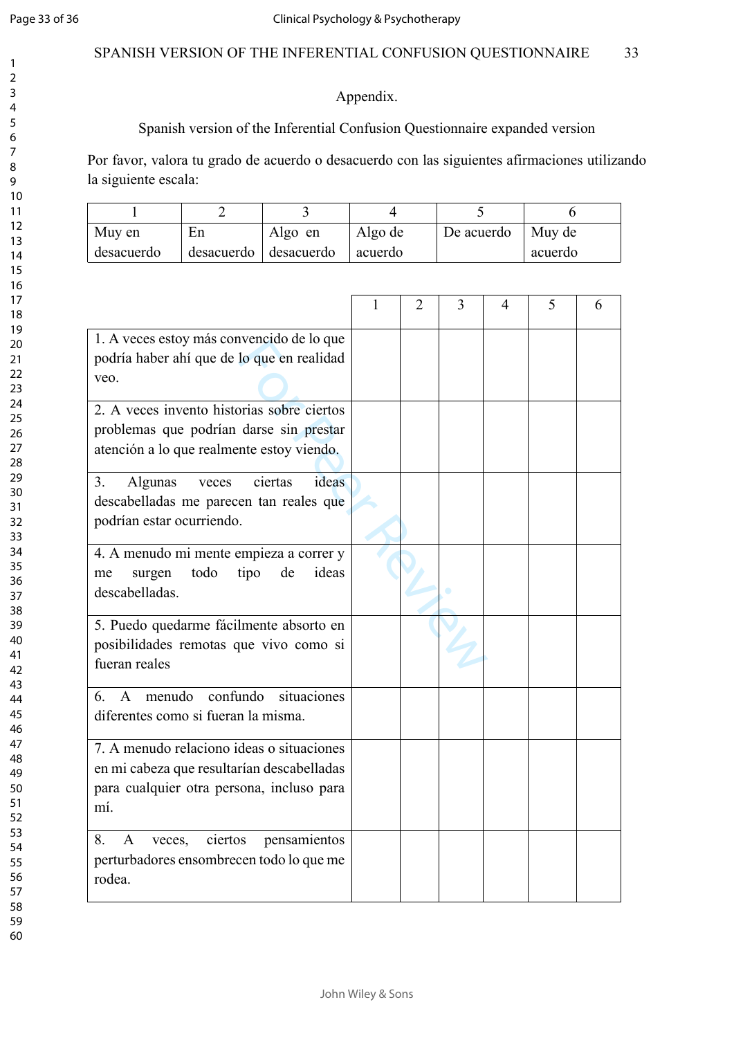Appendix.

Spanish version of the Inferential Confusion Questionnaire expanded version

Por favor, valora tu grado de acuerdo o desacuerdo con las siguientes afirmaciones utilizando la siguiente escala:

| 1 | 2 | 3 | 4 | 5 | 6 |
|---|---|---|---|---|---|
| Muy en desacuerdo | En desacuerdo | Algo en desacuerdo | Algo de acuerdo | De acuerdo | Muy de acuerdo |

| | 1 | 2 | 3 | 4 | 5 | 6 |
|---|---|---|---|---|---|---|
| 1. A veces estoy más convencido de lo que podría haber ahí que de lo que en realidad veo. | | | | | | |
| 2. A veces invento historias sobre ciertos problemas que podrían darse sin prestar atención a lo que realmente estoy viendo. | | | | | | |
| 3. Algunas veces ciertas ideas descabelladas me parecen tan reales que podrían estar ocurriendo. | | | | | | |
| 4. A menudo mi mente empieza a correr y me surgen todo tipo de ideas descabelladas. | | | | | | |
| 5. Puedo quedarme fácilmente absorto en posibilidades remotas que vivo como si fueran reales | | | | | | |
| 6. A menudo confundo situaciones diferentes como si fueran la misma. | | | | | | |
| 7. A menudo relaciono ideas o situaciones en mi cabeza que resultarían descabelladas para cualquier otra persona, incluso para mí. | | | | | | |
| 8. A veces, ciertos pensamientos perturbadores ensombrecen todo lo que me rodea. | | | | | | |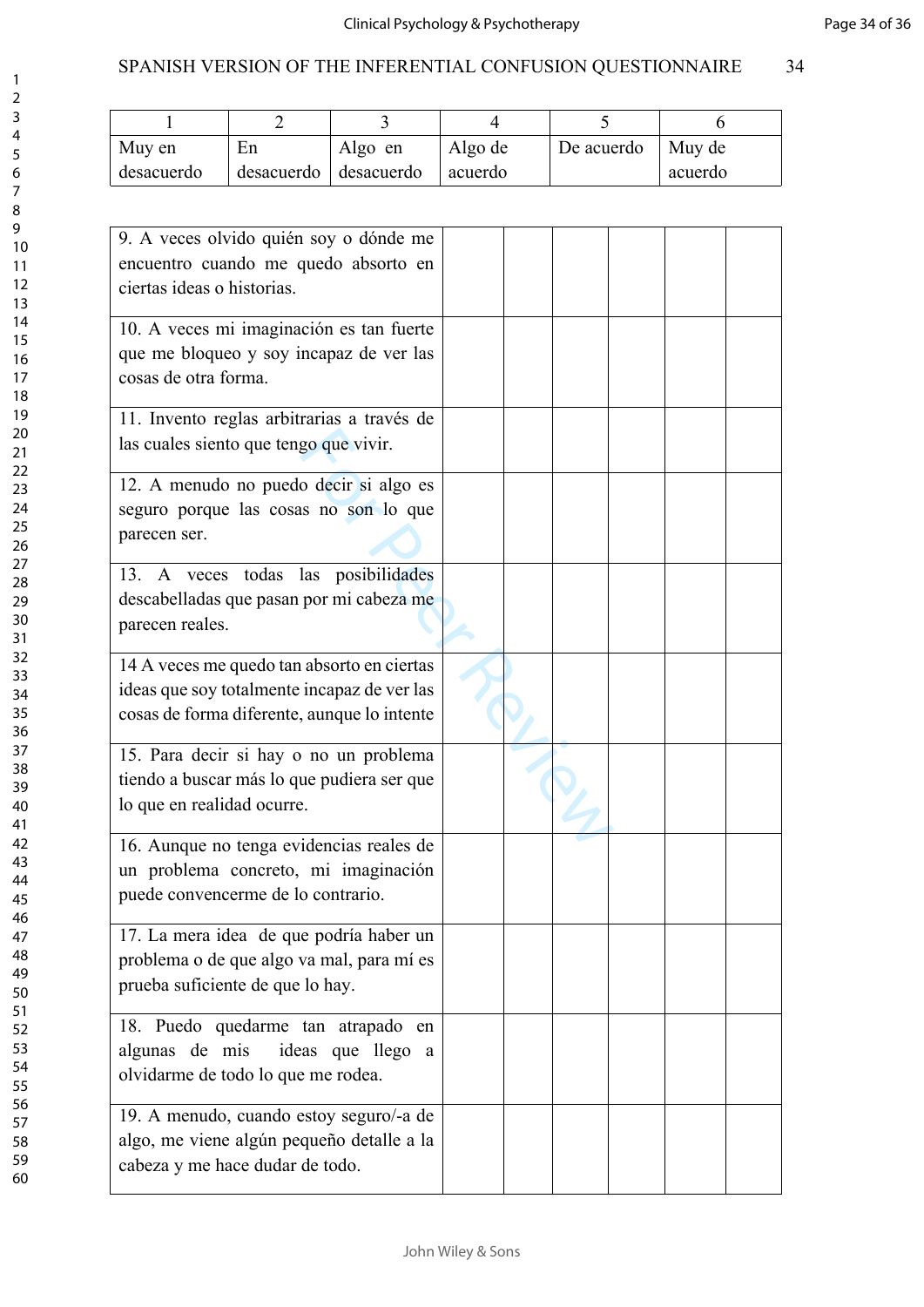| 1 | 2 | 3 | 4 | 5 | 6 |
|---|---|---|---|---|---|
| Muy en desacuerdo | En desacuerdo | Algo en desacuerdo | Algo de acuerdo | De acuerdo | Muy de acuerdo |

| | | | | | | |
|---|---|---|---|---|---|---|
| 9. A veces olvido quién soy o dónde me encuentro cuando me quedo absorto en ciertas ideas o historias. | | | | | | |
| 10. A veces mi imaginación es tan fuerte que me bloqueo y soy incapaz de ver las cosas de otra forma. | | | | | | |
| 11. Invento reglas arbitrarias a través de las cuales siento que tengo que vivir. | | | | | | |
| 12. A menudo no puedo decir si algo es seguro porque las cosas no son lo que parecen ser. | | | | | | |
| 13. A veces todas las posibilidades descabelladas que pasan por mi cabeza me parecen reales. | | | | | | |
| 14 A veces me quedo tan absorto en ciertas ideas que soy totalmente incapaz de ver las cosas de forma diferente, aunque lo intente | | | | | | |
| 15. Para decir si hay o no un problema tiendo a buscar más lo que pudiera ser que lo que en realidad ocurre. | | | | | | |
| 16. Aunque no tenga evidencias reales de un problema concreto, mi imaginación puede convencerme de lo contrario. | | | | | | |
| 17. La mera idea de que podría haber un problema o de que algo va mal, para mí es prueba suficiente de que lo hay. | | | | | | |
| 18. Puedo quedarme tan atrapado en algunas de mis ideas que llego a olvidarme de todo lo que me rodea. | | | | | | |
| 19. A menudo, cuando estoy seguro/-a de algo, me viene algún pequeño detalle a la cabeza y me hace dudar de todo. | | | | | | |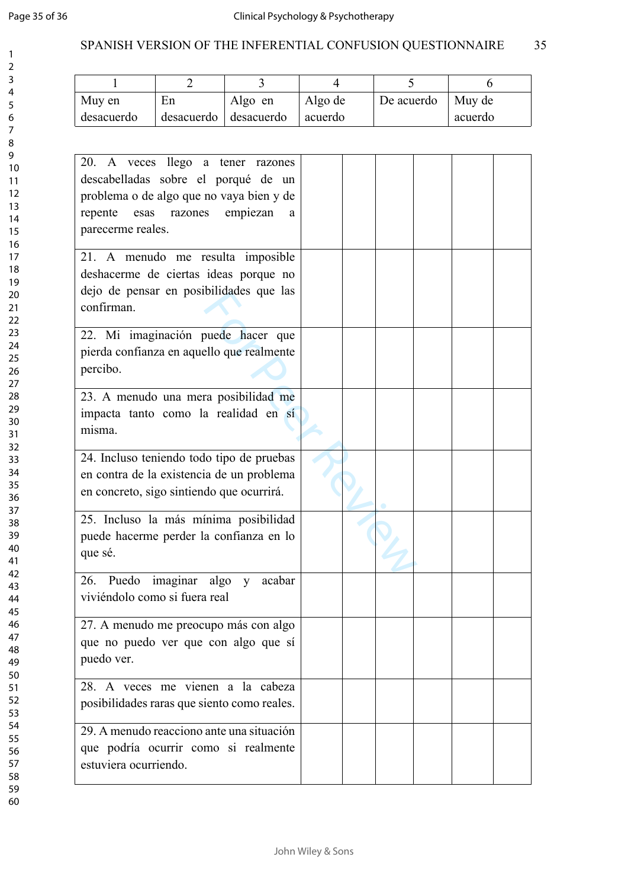| 1 | 2 | 3 | 4 | 5 | 6 |
|---|---|---|---|---|---|
| Muy en desacuerdo | En desacuerdo | Algo en desacuerdo | Algo de acuerdo | De acuerdo | Muy de acuerdo |

| | | | | | | |
|---|---|---|---|---|---|---|
| 20. A veces llego a tener razones descabelladas sobre el porqué de un problema o de algo que no vaya bien y de repente esas razones empiezan a parecerme reales. | | | | | | |
| 21. A menudo me resulta imposible deshacerme de ciertas ideas porque no dejo de pensar en posibilidades que las confirman. | | | | | | |
| 22. Mi imaginación puede hacer que pierda confianza en aquello que realmente percibo. | | | | | | |
| 23. A menudo una mera posibilidad me impacta tanto como la realidad en sí misma. | | | | | | |
| 24. Incluso teniendo todo tipo de pruebas en contra de la existencia de un problema en concreto, sigo sintiendo que ocurrirá. | | | | | | |
| 25. Incluso la más mínima posibilidad puede hacerme perder la confianza en lo que sé. | | | | | | |
| 26. Puedo imaginar algo y acabar viviéndolo como si fuera real | | | | | | |
| 27. A menudo me preocupo más con algo que no puedo ver que con algo que sí puedo ver. | | | | | | |
| 28. A veces me vienen a la cabeza posibilidades raras que siento como reales. | | | | | | |
| 29. A menudo reacciono ante una situación que podría ocurrir como si realmente estuviera ocurriendo. | | | | | | |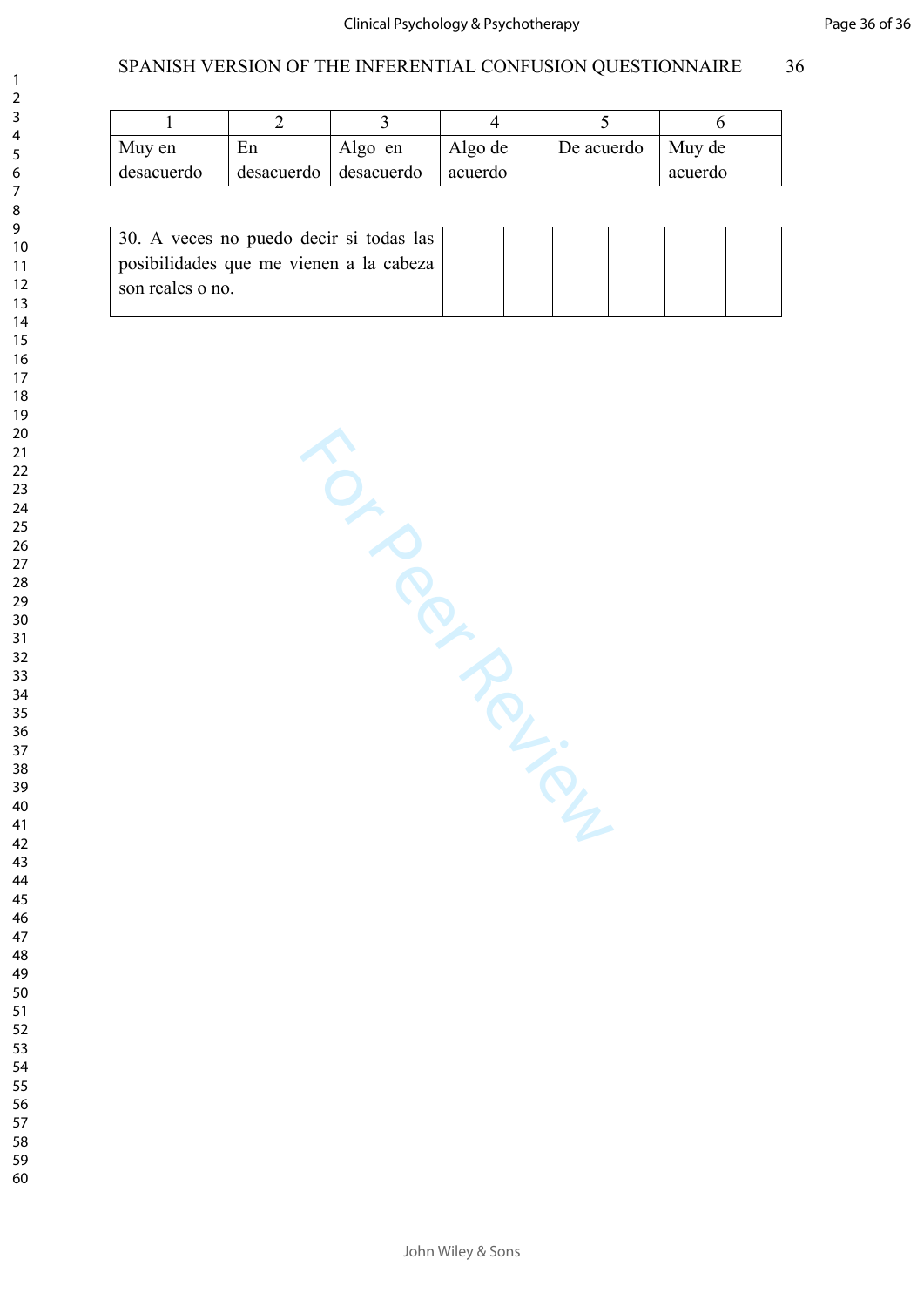| 1 | 2 | 3 | 4 | 5 | 6 |
| --- | --- | --- | --- | --- | --- |
| Muy en desacuerdo | En desacuerdo | Algo en desacuerdo | Algo de acuerdo | De acuerdo | Muy de acuerdo |

| | | | | | | |
| --- | --- | --- | --- | --- | --- | --- |
| 30. A veces no puedo decir si todas las posibilidades que me vienen a la cabeza son reales o no. | | | | | | |